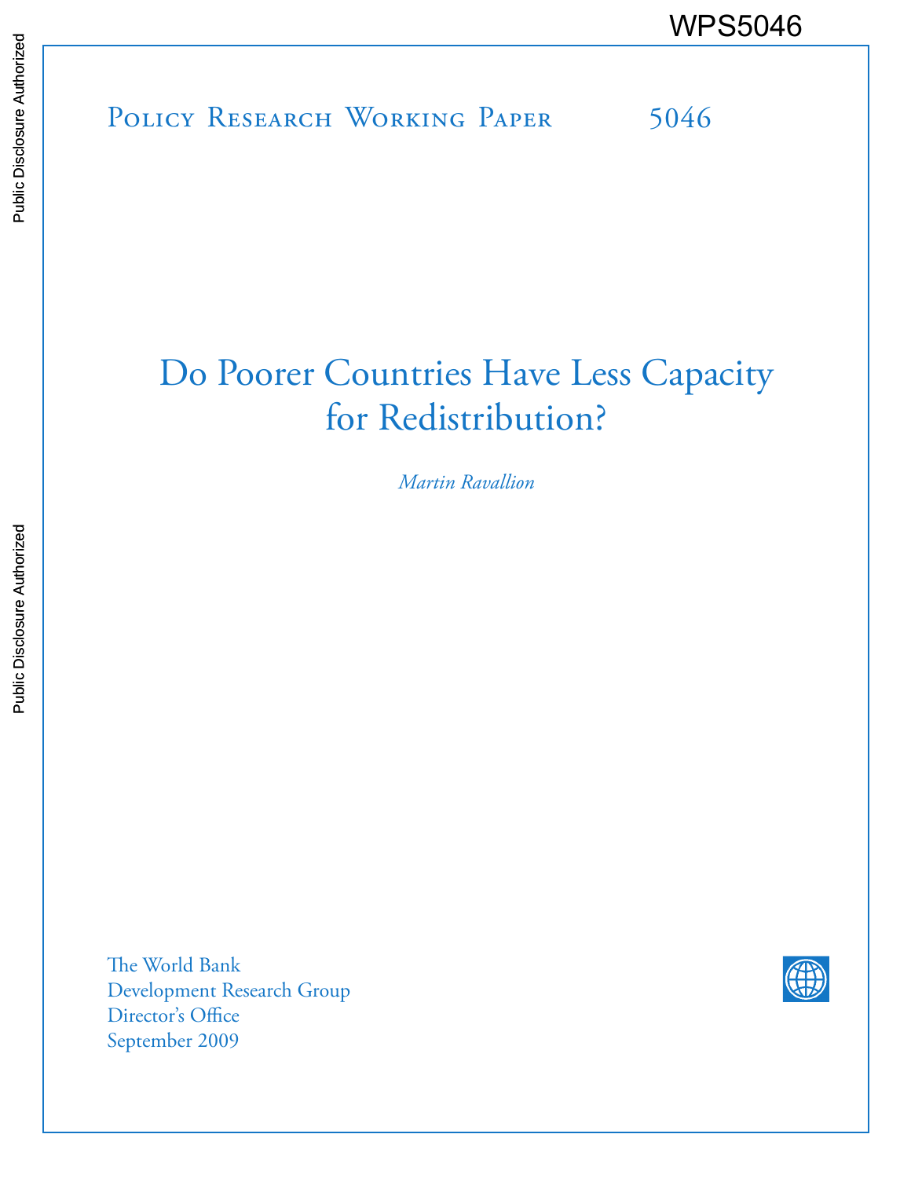WPS5046

Policy Research Working Paper 5046

# Do Poorer Countries Have Less Capacity for Redistribution?

*Martin Ravallion*

The World Bank
Development Research Group
Director's Office
September 2009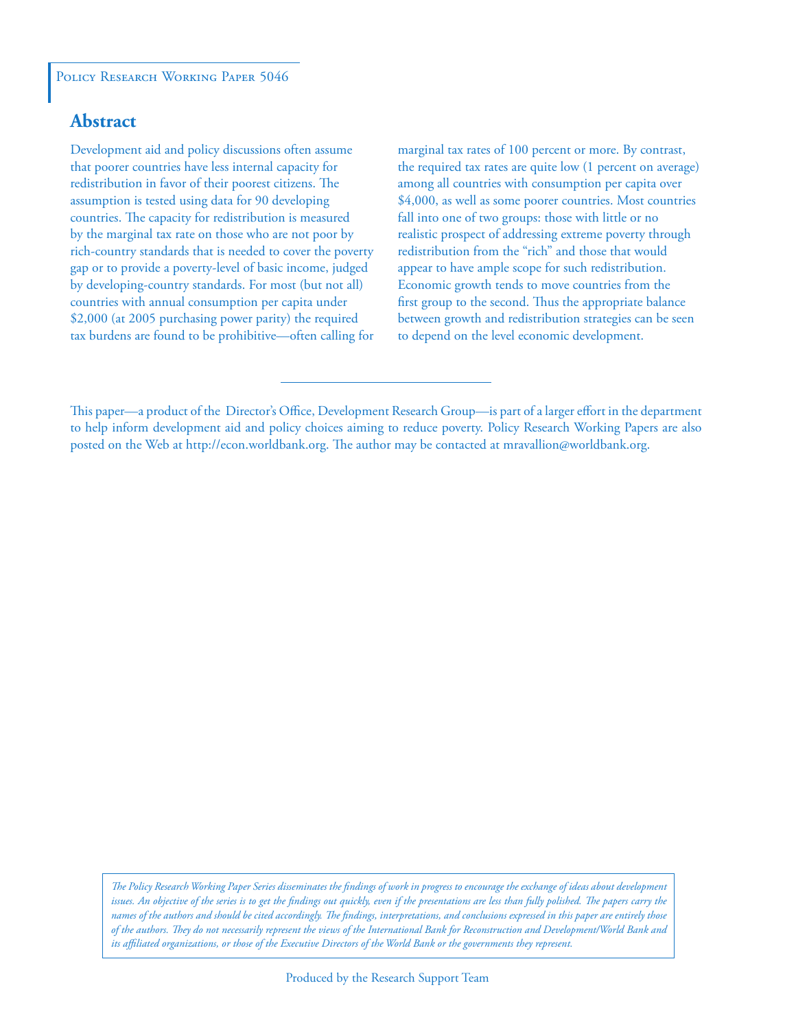Policy Research Working Paper 5046

## Abstract

Development aid and policy discussions often assume that poorer countries have less internal capacity for redistribution in favor of their poorest citizens. The assumption is tested using data for 90 developing countries. The capacity for redistribution is measured by the marginal tax rate on those who are not poor by rich-country standards that is needed to cover the poverty gap or to provide a poverty-level of basic income, judged by developing-country standards. For most (but not all) countries with annual consumption per capita under $2,000 (at 2005 purchasing power parity) the required tax burdens are found to be prohibitive—often calling for marginal tax rates of 100 percent or more. By contrast, the required tax rates are quite low (1 percent on average) among all countries with consumption per capita over $4,000, as well as some poorer countries. Most countries fall into one of two groups: those with little or no realistic prospect of addressing extreme poverty through redistribution from the "rich" and those that would appear to have ample scope for such redistribution. Economic growth tends to move countries from the first group to the second. Thus the appropriate balance between growth and redistribution strategies can be seen to depend on the level economic development.

---

This paper—a product of the Director's Office, Development Research Group—is part of a larger effort in the department to help inform development aid and policy choices aiming to reduce poverty. Policy Research Working Papers are also posted on the Web at http://econ.worldbank.org. The author may be contacted at mravallion@worldbank.org.

*The Policy Research Working Paper Series disseminates the findings of work in progress to encourage the exchange of ideas about development issues. An objective of the series is to get the findings out quickly, even if the presentations are less than fully polished. The papers carry the names of the authors and should be cited accordingly. The findings, interpretations, and conclusions expressed in this paper are entirely those of the authors. They do not necessarily represent the views of the International Bank for Reconstruction and Development/World Bank and its affiliated organizations, or those of the Executive Directors of the World Bank or the governments they represent.*

Produced by the Research Support Team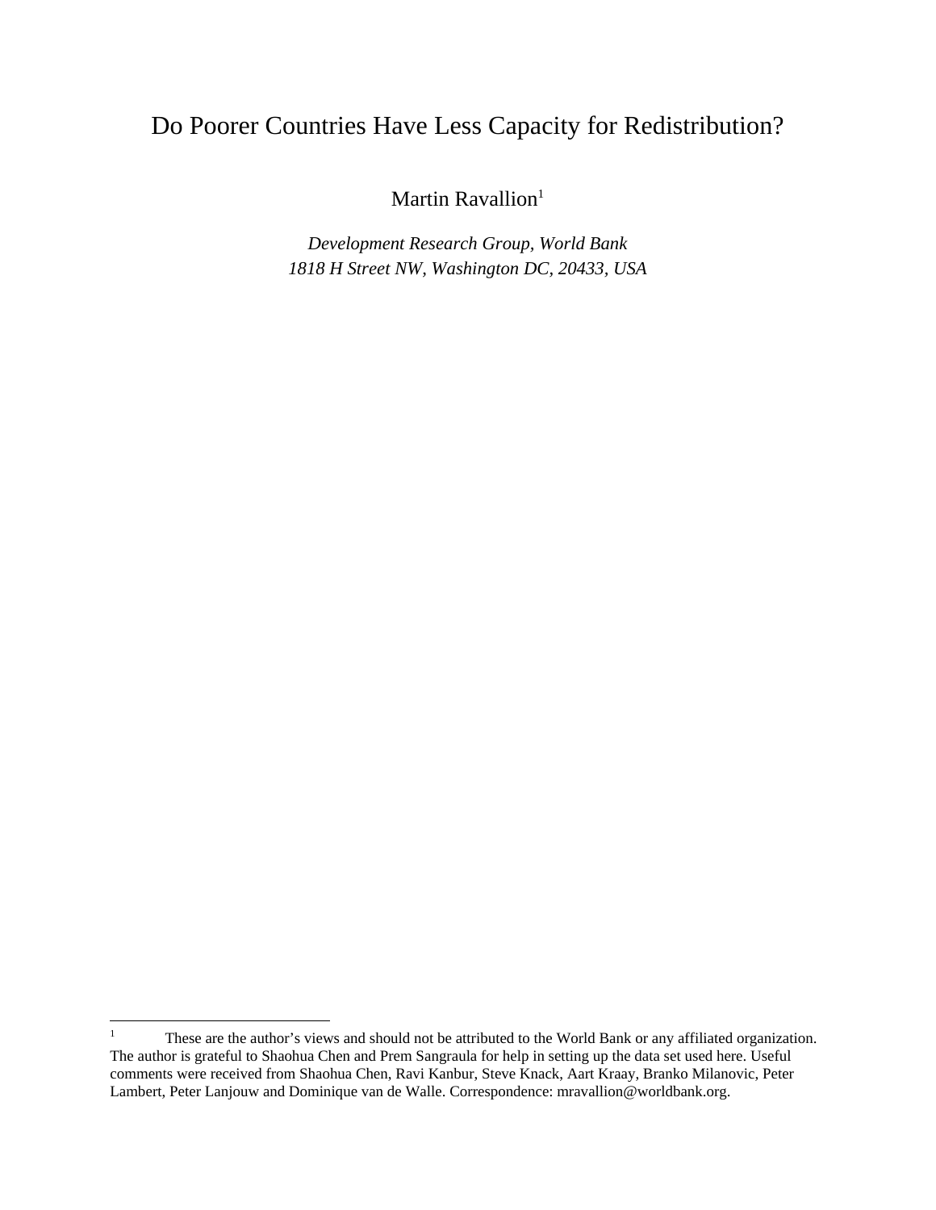# Do Poorer Countries Have Less Capacity for Redistribution?

Martin Ravallion[1]

*Development Research Group, World Bank*
*1818 H Street NW, Washington DC, 20433, USA*

---

[1] These are the author's views and should not be attributed to the World Bank or any affiliated organization. The author is grateful to Shaohua Chen and Prem Sangraula for help in setting up the data set used here. Useful comments were received from Shaohua Chen, Ravi Kanbur, Steve Knack, Aart Kraay, Branko Milanovic, Peter Lambert, Peter Lanjouw and Dominique van de Walle. Correspondence: mravallion@worldbank.org.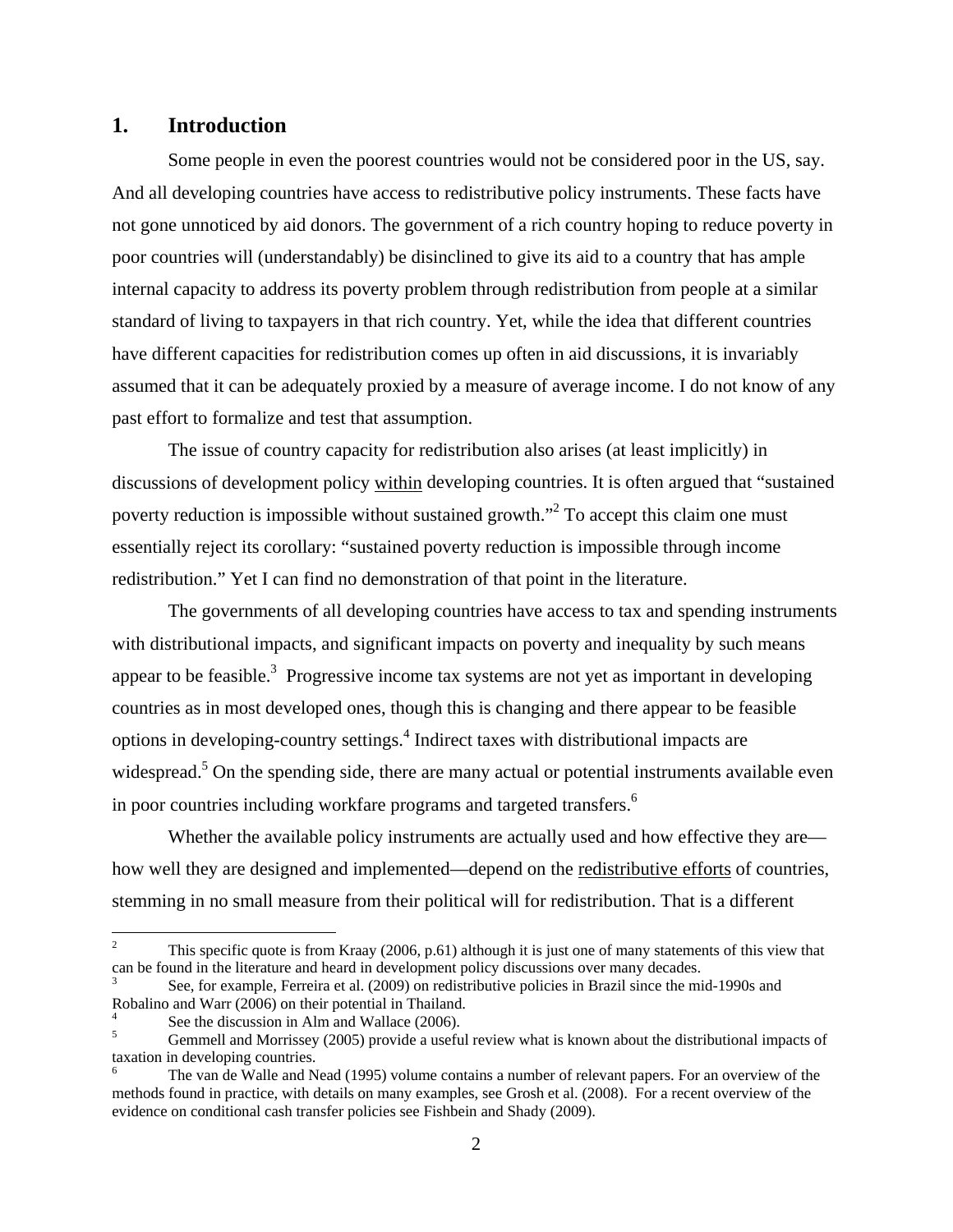## 1. Introduction

Some people in even the poorest countries would not be considered poor in the US, say. And all developing countries have access to redistributive policy instruments. These facts have not gone unnoticed by aid donors. The government of a rich country hoping to reduce poverty in poor countries will (understandably) be disinclined to give its aid to a country that has ample internal capacity to address its poverty problem through redistribution from people at a similar standard of living to taxpayers in that rich country. Yet, while the idea that different countries have different capacities for redistribution comes up often in aid discussions, it is invariably assumed that it can be adequately proxied by a measure of average income. I do not know of any past effort to formalize and test that assumption.

The issue of country capacity for redistribution also arises (at least implicitly) in discussions of development policy <u>within</u> developing countries. It is often argued that "sustained poverty reduction is impossible without sustained growth."[2] To accept this claim one must essentially reject its corollary: "sustained poverty reduction is impossible through income redistribution." Yet I can find no demonstration of that point in the literature.

The governments of all developing countries have access to tax and spending instruments with distributional impacts, and significant impacts on poverty and inequality by such means appear to be feasible.[3] Progressive income tax systems are not yet as important in developing countries as in most developed ones, though this is changing and there appear to be feasible options in developing-country settings.[4] Indirect taxes with distributional impacts are widespread.[5] On the spending side, there are many actual or potential instruments available even in poor countries including workfare programs and targeted transfers.[6]

Whether the available policy instruments are actually used and how effective they are—how well they are designed and implemented—depend on the <u>redistributive efforts</u> of countries, stemming in no small measure from their political will for redistribution. That is a different

---

[2] This specific quote is from Kraay (2006, p.61) although it is just one of many statements of this view that can be found in the literature and heard in development policy discussions over many decades.

[3] See, for example, Ferreira et al. (2009) on redistributive policies in Brazil since the mid-1990s and Robalino and Warr (2006) on their potential in Thailand.

[4] See the discussion in Alm and Wallace (2006).

[5] Gemmell and Morrissey (2005) provide a useful review what is known about the distributional impacts of taxation in developing countries.

[6] The van de Walle and Nead (1995) volume contains a number of relevant papers. For an overview of the methods found in practice, with details on many examples, see Grosh et al. (2008). For a recent overview of the evidence on conditional cash transfer policies see Fishbein and Shady (2009).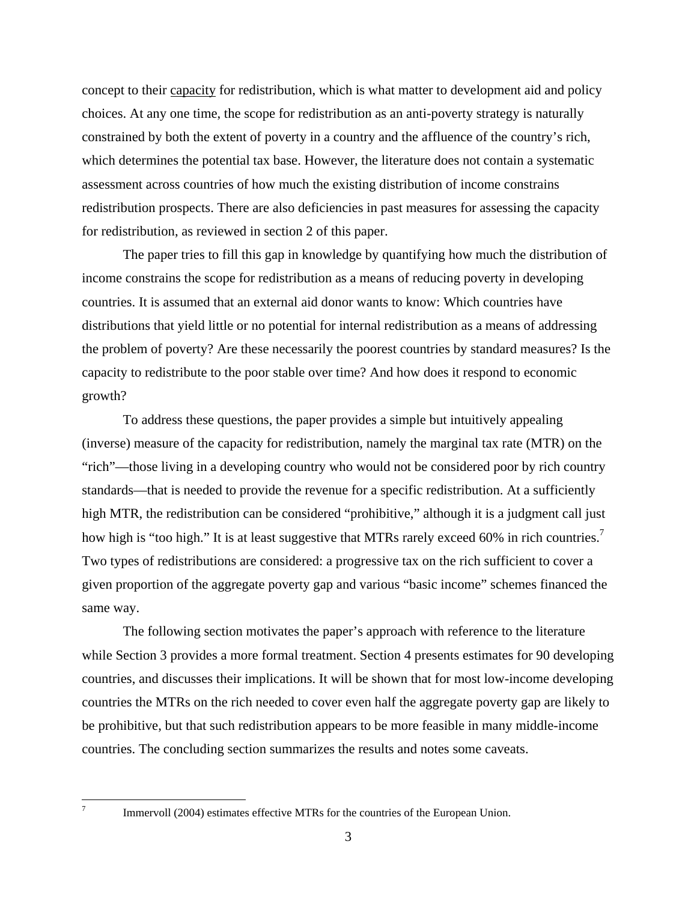concept to their <u>capacity</u> for redistribution, which is what matter to development aid and policy choices. At any one time, the scope for redistribution as an anti-poverty strategy is naturally constrained by both the extent of poverty in a country and the affluence of the country's rich, which determines the potential tax base. However, the literature does not contain a systematic assessment across countries of how much the existing distribution of income constrains redistribution prospects. There are also deficiencies in past measures for assessing the capacity for redistribution, as reviewed in section 2 of this paper.

The paper tries to fill this gap in knowledge by quantifying how much the distribution of income constrains the scope for redistribution as a means of reducing poverty in developing countries. It is assumed that an external aid donor wants to know: Which countries have distributions that yield little or no potential for internal redistribution as a means of addressing the problem of poverty? Are these necessarily the poorest countries by standard measures? Is the capacity to redistribute to the poor stable over time? And how does it respond to economic growth?

To address these questions, the paper provides a simple but intuitively appealing (inverse) measure of the capacity for redistribution, namely the marginal tax rate (MTR) on the "rich"—those living in a developing country who would not be considered poor by rich country standards—that is needed to provide the revenue for a specific redistribution. At a sufficiently high MTR, the redistribution can be considered "prohibitive," although it is a judgment call just how high is "too high." It is at least suggestive that MTRs rarely exceed 60% in rich countries.[7] Two types of redistributions are considered: a progressive tax on the rich sufficient to cover a given proportion of the aggregate poverty gap and various "basic income" schemes financed the same way.

The following section motivates the paper's approach with reference to the literature while Section 3 provides a more formal treatment. Section 4 presents estimates for 90 developing countries, and discusses their implications. It will be shown that for most low-income developing countries the MTRs on the rich needed to cover even half the aggregate poverty gap are likely to be prohibitive, but that such redistribution appears to be more feasible in many middle-income countries. The concluding section summarizes the results and notes some caveats.

---

[7] Immervoll (2004) estimates effective MTRs for the countries of the European Union.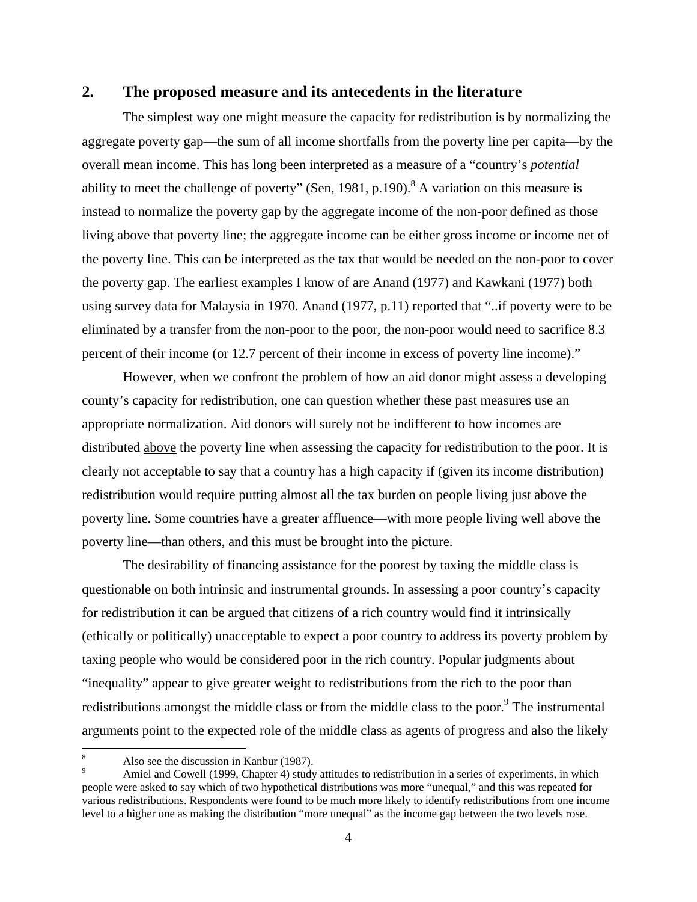## 2. The proposed measure and its antecedents in the literature

The simplest way one might measure the capacity for redistribution is by normalizing the aggregate poverty gap—the sum of all income shortfalls from the poverty line per capita—by the overall mean income. This has long been interpreted as a measure of a "country's *potential* ability to meet the challenge of poverty" (Sen, 1981, p.190).[8] A variation on this measure is instead to normalize the poverty gap by the aggregate income of the non-poor defined as those living above that poverty line; the aggregate income can be either gross income or income net of the poverty line. This can be interpreted as the tax that would be needed on the non-poor to cover the poverty gap. The earliest examples I know of are Anand (1977) and Kawkani (1977) both using survey data for Malaysia in 1970. Anand (1977, p.11) reported that "..if poverty were to be eliminated by a transfer from the non-poor to the poor, the non-poor would need to sacrifice 8.3 percent of their income (or 12.7 percent of their income in excess of poverty line income)."

However, when we confront the problem of how an aid donor might assess a developing county's capacity for redistribution, one can question whether these past measures use an appropriate normalization. Aid donors will surely not be indifferent to how incomes are distributed above the poverty line when assessing the capacity for redistribution to the poor. It is clearly not acceptable to say that a country has a high capacity if (given its income distribution) redistribution would require putting almost all the tax burden on people living just above the poverty line. Some countries have a greater affluence—with more people living well above the poverty line—than others, and this must be brought into the picture.

The desirability of financing assistance for the poorest by taxing the middle class is questionable on both intrinsic and instrumental grounds. In assessing a poor country's capacity for redistribution it can be argued that citizens of a rich country would find it intrinsically (ethically or politically) unacceptable to expect a poor country to address its poverty problem by taxing people who would be considered poor in the rich country. Popular judgments about "inequality" appear to give greater weight to redistributions from the rich to the poor than redistributions amongst the middle class or from the middle class to the poor.[9] The instrumental arguments point to the expected role of the middle class as agents of progress and also the likely

---

[8] Also see the discussion in Kanbur (1987).

[9] Amiel and Cowell (1999, Chapter 4) study attitudes to redistribution in a series of experiments, in which people were asked to say which of two hypothetical distributions was more "unequal," and this was repeated for various redistributions. Respondents were found to be much more likely to identify redistributions from one income level to a higher one as making the distribution "more unequal" as the income gap between the two levels rose.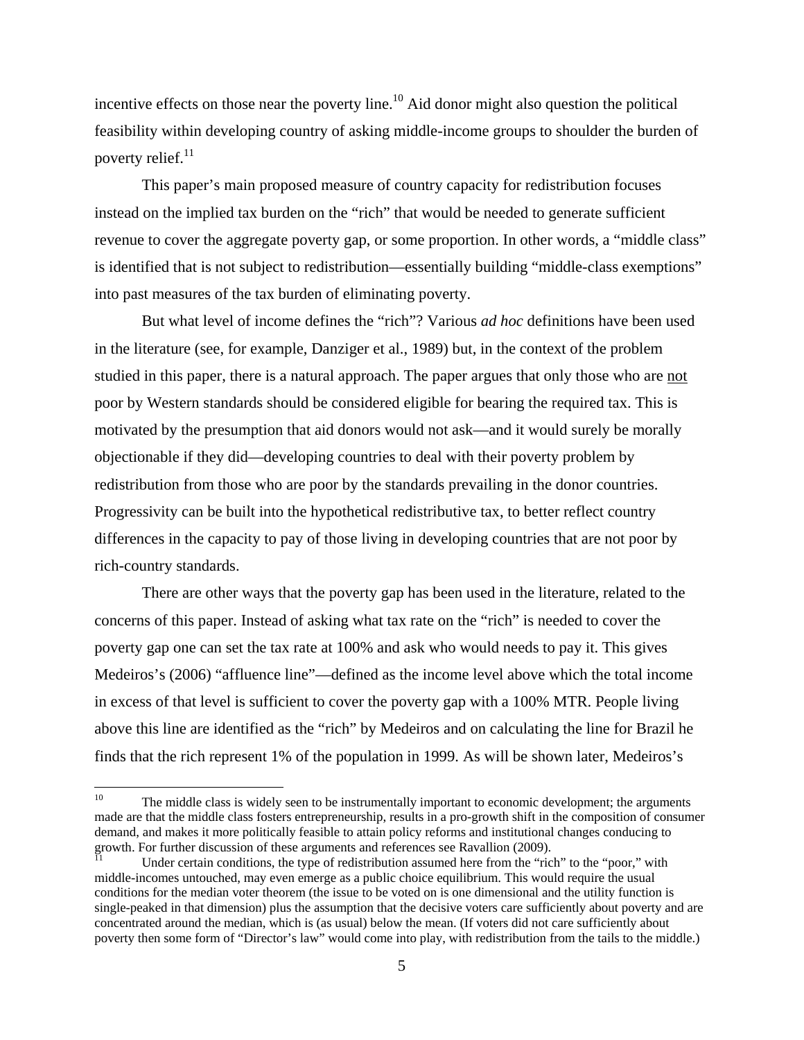incentive effects on those near the poverty line.[10] Aid donor might also question the political feasibility within developing country of asking middle-income groups to shoulder the burden of poverty relief.[11]

This paper's main proposed measure of country capacity for redistribution focuses instead on the implied tax burden on the "rich" that would be needed to generate sufficient revenue to cover the aggregate poverty gap, or some proportion. In other words, a "middle class" is identified that is not subject to redistribution—essentially building "middle-class exemptions" into past measures of the tax burden of eliminating poverty.

But what level of income defines the "rich"? Various *ad hoc* definitions have been used in the literature (see, for example, Danziger et al., 1989) but, in the context of the problem studied in this paper, there is a natural approach. The paper argues that only those who are <u>not</u> poor by Western standards should be considered eligible for bearing the required tax. This is motivated by the presumption that aid donors would not ask—and it would surely be morally objectionable if they did—developing countries to deal with their poverty problem by redistribution from those who are poor by the standards prevailing in the donor countries. Progressivity can be built into the hypothetical redistributive tax, to better reflect country differences in the capacity to pay of those living in developing countries that are not poor by rich-country standards.

There are other ways that the poverty gap has been used in the literature, related to the concerns of this paper. Instead of asking what tax rate on the "rich" is needed to cover the poverty gap one can set the tax rate at 100% and ask who would needs to pay it. This gives Medeiros's (2006) "affluence line"—defined as the income level above which the total income in excess of that level is sufficient to cover the poverty gap with a 100% MTR. People living above this line are identified as the "rich" by Medeiros and on calculating the line for Brazil he finds that the rich represent 1% of the population in 1999. As will be shown later, Medeiros's

---

[10] The middle class is widely seen to be instrumentally important to economic development; the arguments made are that the middle class fosters entrepreneurship, results in a pro-growth shift in the composition of consumer demand, and makes it more politically feasible to attain policy reforms and institutional changes conducing to growth. For further discussion of these arguments and references see Ravallion (2009).

[11] Under certain conditions, the type of redistribution assumed here from the "rich" to the "poor," with middle-incomes untouched, may even emerge as a public choice equilibrium. This would require the usual conditions for the median voter theorem (the issue to be voted on is one dimensional and the utility function is single-peaked in that dimension) plus the assumption that the decisive voters care sufficiently about poverty and are concentrated around the median, which is (as usual) below the mean. (If voters did not care sufficiently about poverty then some form of "Director's law" would come into play, with redistribution from the tails to the middle.)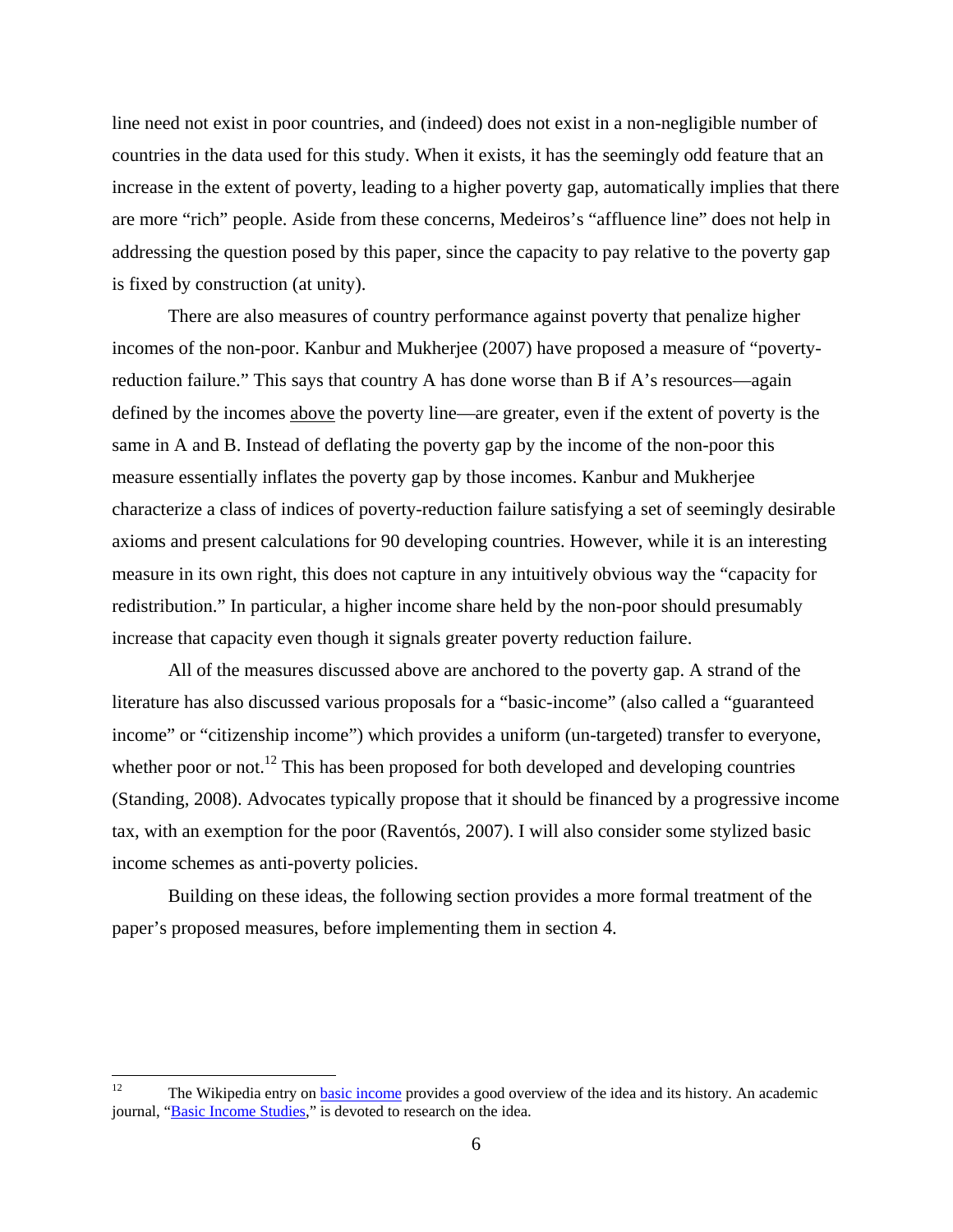line need not exist in poor countries, and (indeed) does not exist in a non-negligible number of countries in the data used for this study. When it exists, it has the seemingly odd feature that an increase in the extent of poverty, leading to a higher poverty gap, automatically implies that there are more "rich" people. Aside from these concerns, Medeiros's "affluence line" does not help in addressing the question posed by this paper, since the capacity to pay relative to the poverty gap is fixed by construction (at unity).

There are also measures of country performance against poverty that penalize higher incomes of the non-poor. Kanbur and Mukherjee (2007) have proposed a measure of "poverty-reduction failure." This says that country A has done worse than B if A's resources—again defined by the incomes above the poverty line—are greater, even if the extent of poverty is the same in A and B. Instead of deflating the poverty gap by the income of the non-poor this measure essentially inflates the poverty gap by those incomes. Kanbur and Mukherjee characterize a class of indices of poverty-reduction failure satisfying a set of seemingly desirable axioms and present calculations for 90 developing countries. However, while it is an interesting measure in its own right, this does not capture in any intuitively obvious way the "capacity for redistribution." In particular, a higher income share held by the non-poor should presumably increase that capacity even though it signals greater poverty reduction failure.

All of the measures discussed above are anchored to the poverty gap. A strand of the literature has also discussed various proposals for a "basic-income" (also called a "guaranteed income" or "citizenship income") which provides a uniform (un-targeted) transfer to everyone, whether poor or not.[12] This has been proposed for both developed and developing countries (Standing, 2008). Advocates typically propose that it should be financed by a progressive income tax, with an exemption for the poor (Raventós, 2007). I will also consider some stylized basic income schemes as anti-poverty policies.

Building on these ideas, the following section provides a more formal treatment of the paper's proposed measures, before implementing them in section 4.

---

[12] The Wikipedia entry on basic income provides a good overview of the idea and its history. An academic journal, "Basic Income Studies," is devoted to research on the idea.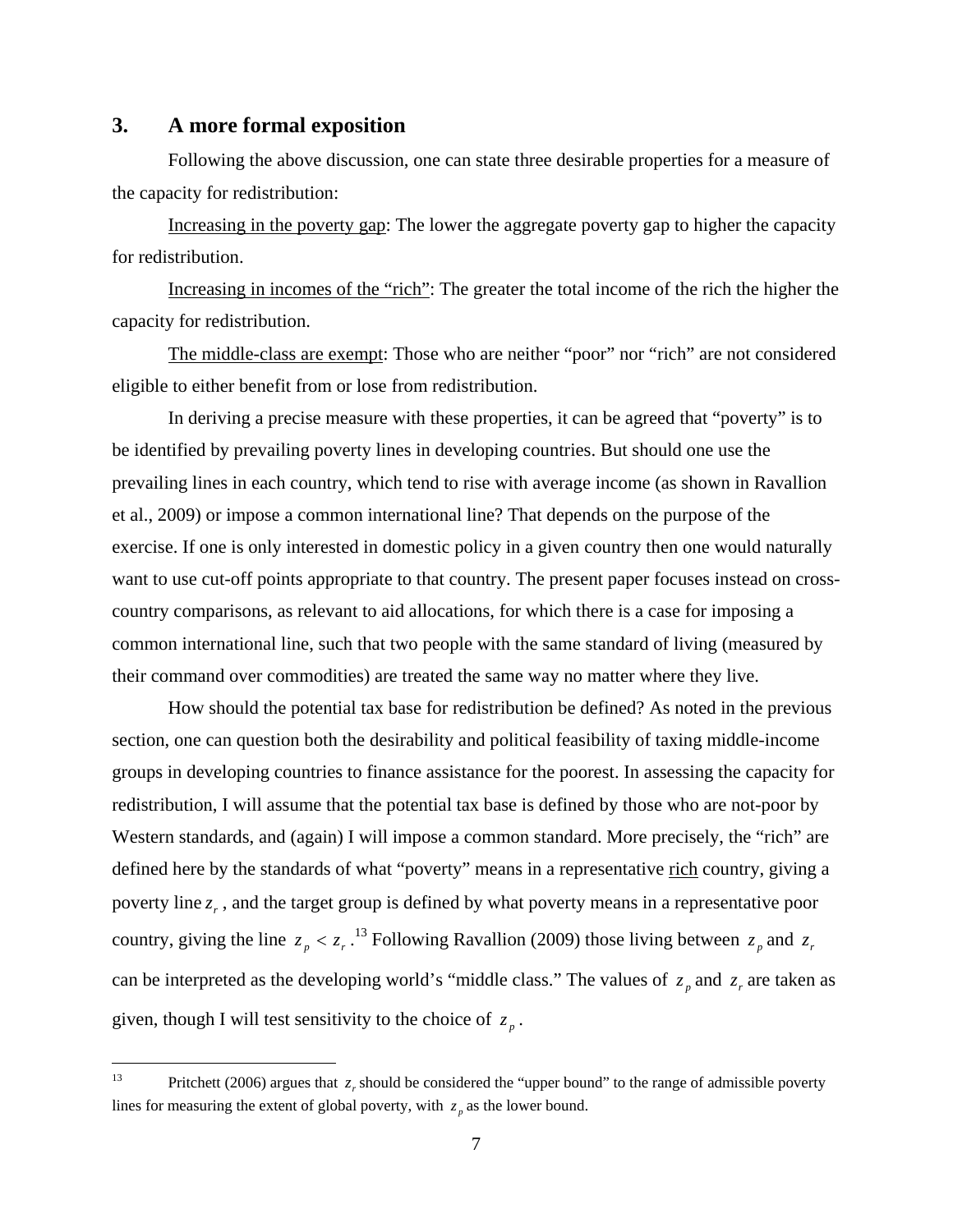## 3. A more formal exposition

Following the above discussion, one can state three desirable properties for a measure of the capacity for redistribution:

Increasing in the poverty gap: The lower the aggregate poverty gap to higher the capacity for redistribution.

Increasing in incomes of the "rich": The greater the total income of the rich the higher the capacity for redistribution.

The middle-class are exempt: Those who are neither "poor" nor "rich" are not considered eligible to either benefit from or lose from redistribution.

In deriving a precise measure with these properties, it can be agreed that "poverty" is to be identified by prevailing poverty lines in developing countries. But should one use the prevailing lines in each country, which tend to rise with average income (as shown in Ravallion et al., 2009) or impose a common international line? That depends on the purpose of the exercise. If one is only interested in domestic policy in a given country then one would naturally want to use cut-off points appropriate to that country. The present paper focuses instead on cross-country comparisons, as relevant to aid allocations, for which there is a case for imposing a common international line, such that two people with the same standard of living (measured by their command over commodities) are treated the same way no matter where they live.

How should the potential tax base for redistribution be defined? As noted in the previous section, one can question both the desirability and political feasibility of taxing middle-income groups in developing countries to finance assistance for the poorest. In assessing the capacity for redistribution, I will assume that the potential tax base is defined by those who are not-poor by Western standards, and (again) I will impose a common standard. More precisely, the "rich" are defined here by the standards of what "poverty" means in a representative rich country, giving a poverty line $z_r$, and the target group is defined by what poverty means in a representative poor country, giving the line $z_p < z_r$.[13] Following Ravallion (2009) those living between $z_p$ and $z_r$ can be interpreted as the developing world's "middle class." The values of $z_p$ and $z_r$ are taken as given, though I will test sensitivity to the choice of $z_p$.

---

[13] Pritchett (2006) argues that $z_r$ should be considered the "upper bound" to the range of admissible poverty lines for measuring the extent of global poverty, with $z_p$ as the lower bound.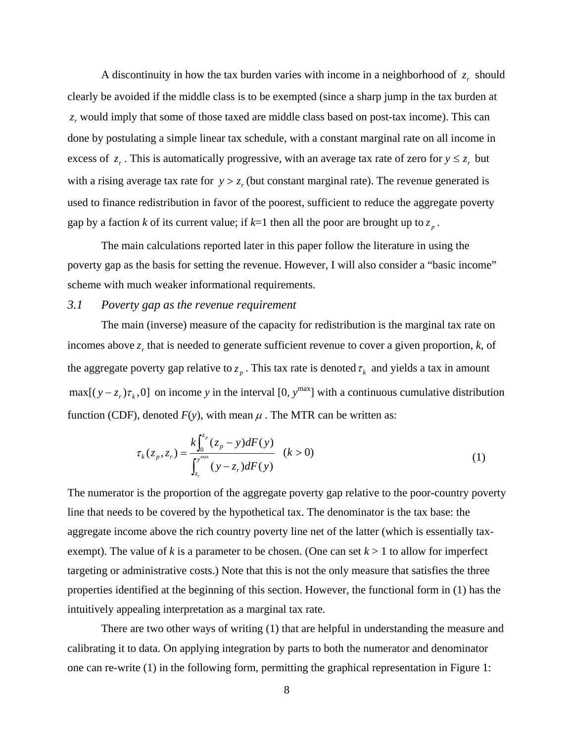A discontinuity in how the tax burden varies with income in a neighborhood of $z_r$ should clearly be avoided if the middle class is to be exempted (since a sharp jump in the tax burden at $z_r$ would imply that some of those taxed are middle class based on post-tax income). This can done by postulating a simple linear tax schedule, with a constant marginal rate on all income in excess of $z_r$. This is automatically progressive, with an average tax rate of zero for $y \leq z_r$ but with a rising average tax rate for $y > z_r$ (but constant marginal rate). The revenue generated is used to finance redistribution in favor of the poorest, sufficient to reduce the aggregate poverty gap by a faction *k* of its current value; if *k*=1 then all the poor are brought up to $z_p$.

The main calculations reported later in this paper follow the literature in using the poverty gap as the basis for setting the revenue. However, I will also consider a "basic income" scheme with much weaker informational requirements.

### *3.1 Poverty gap as the revenue requirement*

The main (inverse) measure of the capacity for redistribution is the marginal tax rate on incomes above $z_r$ that is needed to generate sufficient revenue to cover a given proportion, *k*, of the aggregate poverty gap relative to $z_p$. This tax rate is denoted $\tau_k$ and yields a tax in amount $\max[(y - z_r)\tau_k, 0]$ on income *y* in the interval [0, $y^{\max}$] with a continuous cumulative distribution function (CDF), denoted *F*(*y*), with mean $\mu$. The MTR can be written as:

$$\tau_k(z_p, z_r) = \frac{k\int_0^{z_p}(z_p - y)dF(y)}{\int_{z_r}^{y^{\max}}(y - z_r)dF(y)} \quad (k > 0) \tag{1}$$

The numerator is the proportion of the aggregate poverty gap relative to the poor-country poverty line that needs to be covered by the hypothetical tax. The denominator is the tax base: the aggregate income above the rich country poverty line net of the latter (which is essentially tax-exempt). The value of *k* is a parameter to be chosen. (One can set *k* > 1 to allow for imperfect targeting or administrative costs.) Note that this is not the only measure that satisfies the three properties identified at the beginning of this section. However, the functional form in (1) has the intuitively appealing interpretation as a marginal tax rate.

There are two other ways of writing (1) that are helpful in understanding the measure and calibrating it to data. On applying integration by parts to both the numerator and denominator one can re-write (1) in the following form, permitting the graphical representation in Figure 1: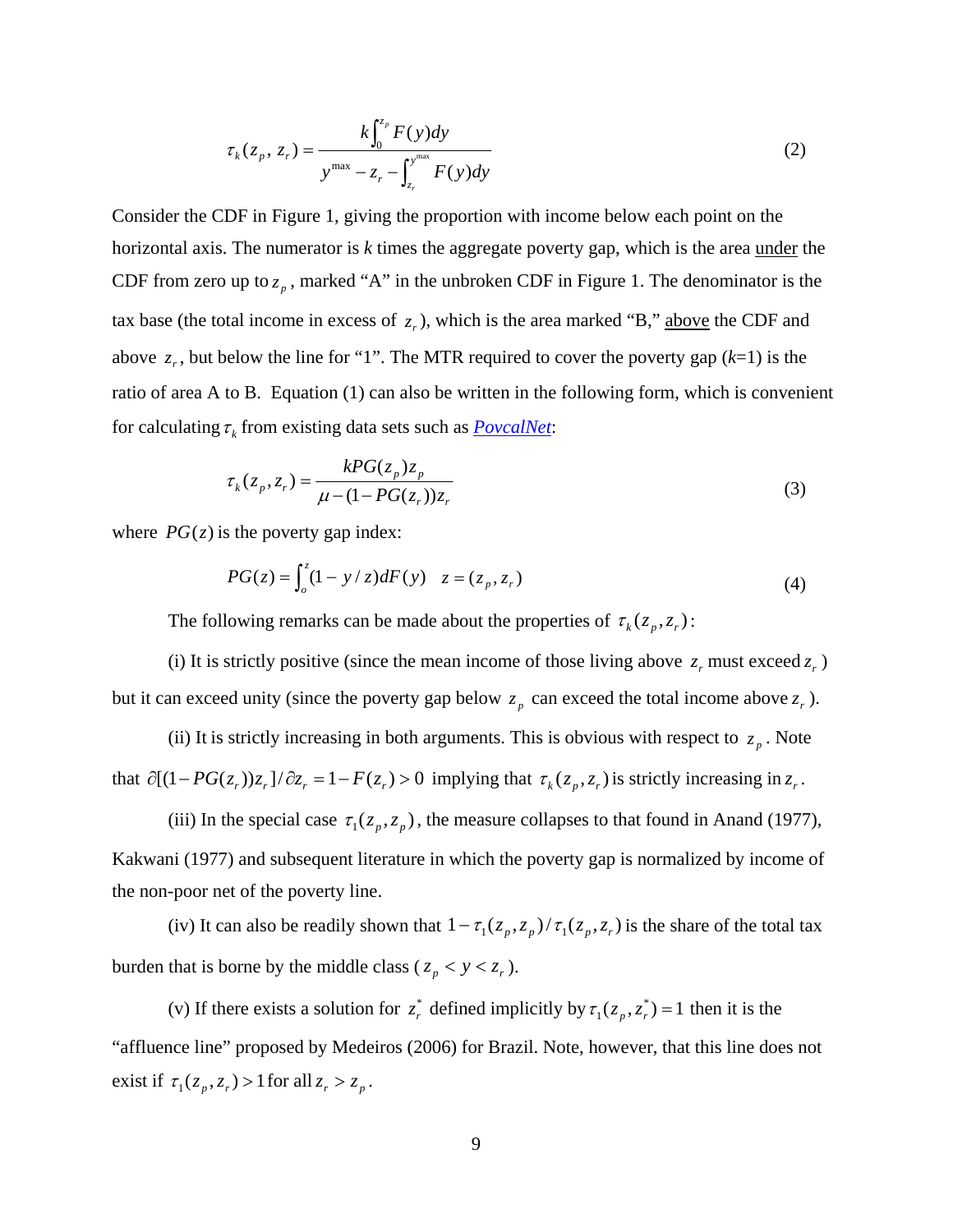$$\tau_k(z_p, z_r) = \frac{k\int_0^{z_p} F(y)dy}{y^{\max} - z_r - \int_{z_r}^{y^{\max}} F(y)dy} \tag{2}$$

Consider the CDF in Figure 1, giving the proportion with income below each point on the horizontal axis. The numerator is $k$ times the aggregate poverty gap, which is the area under the CDF from zero up to $z_p$, marked "A" in the unbroken CDF in Figure 1. The denominator is the tax base (the total income in excess of $z_r$), which is the area marked "B," above the CDF and above $z_r$, but below the line for "1". The MTR required to cover the poverty gap ($k$=1) is the ratio of area A to B. Equation (1) can also be written in the following form, which is convenient for calculating $\tau_k$ from existing data sets such as *PovcalNet*:

$$\tau_k(z_p, z_r) = \frac{kPG(z_p)z_p}{\mu - (1 - PG(z_r))z_r} \tag{3}$$

where $PG(z)$ is the poverty gap index:

$$PG(z) = \int_o^z (1 - y/z)dF(y) \quad z = (z_p, z_r) \tag{4}$$

The following remarks can be made about the properties of $\tau_k(z_p, z_r)$:

(i) It is strictly positive (since the mean income of those living above $z_r$ must exceed $z_r$) but it can exceed unity (since the poverty gap below $z_p$ can exceed the total income above $z_r$).

(ii) It is strictly increasing in both arguments. This is obvious with respect to $z_p$. Note that $\partial[(1 - PG(z_r))z_r]/\partial z_r = 1 - F(z_r) > 0$ implying that $\tau_k(z_p, z_r)$ is strictly increasing in $z_r$.

(iii) In the special case $\tau_1(z_p, z_p)$, the measure collapses to that found in Anand (1977), Kakwani (1977) and subsequent literature in which the poverty gap is normalized by income of the non-poor net of the poverty line.

(iv) It can also be readily shown that $1 - \tau_1(z_p, z_p)/\tau_1(z_p, z_r)$ is the share of the total tax burden that is borne by the middle class ($z_p < y < z_r$).

(v) If there exists a solution for $z_r^*$ defined implicitly by $\tau_1(z_p, z_r^*) = 1$ then it is the "affluence line" proposed by Medeiros (2006) for Brazil. Note, however, that this line does not exist if $\tau_1(z_p, z_r) > 1$ for all $z_r > z_p$.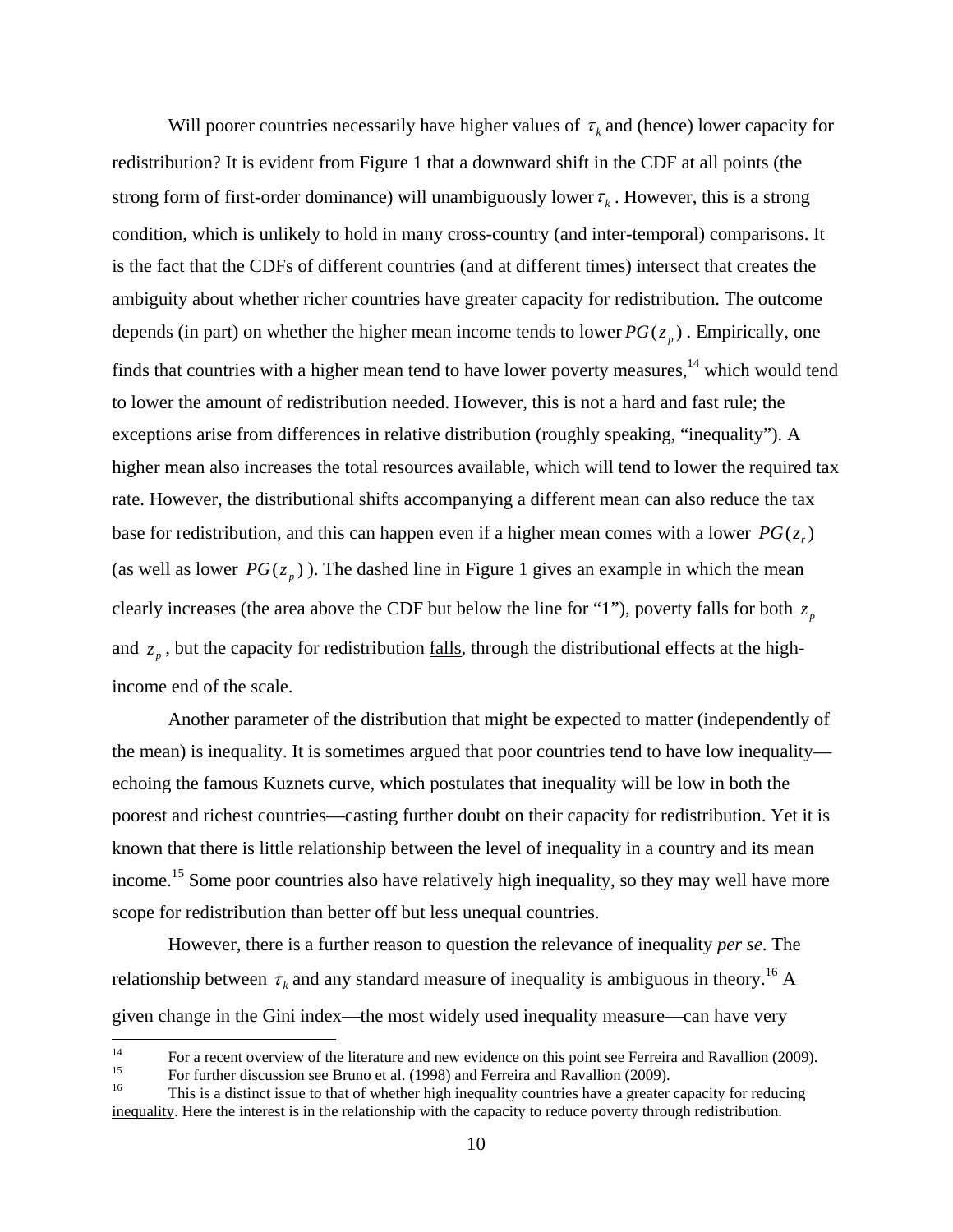Will poorer countries necessarily have higher values of $\tau_k$ and (hence) lower capacity for redistribution? It is evident from Figure 1 that a downward shift in the CDF at all points (the strong form of first-order dominance) will unambiguously lower $\tau_k$. However, this is a strong condition, which is unlikely to hold in many cross-country (and inter-temporal) comparisons. It is the fact that the CDFs of different countries (and at different times) intersect that creates the ambiguity about whether richer countries have greater capacity for redistribution. The outcome depends (in part) on whether the higher mean income tends to lower $PG(z_p)$. Empirically, one finds that countries with a higher mean tend to have lower poverty measures,[14] which would tend to lower the amount of redistribution needed. However, this is not a hard and fast rule; the exceptions arise from differences in relative distribution (roughly speaking, "inequality"). A higher mean also increases the total resources available, which will tend to lower the required tax rate. However, the distributional shifts accompanying a different mean can also reduce the tax base for redistribution, and this can happen even if a higher mean comes with a lower $PG(z_r)$ (as well as lower $PG(z_p)$). The dashed line in Figure 1 gives an example in which the mean clearly increases (the area above the CDF but below the line for "1"), poverty falls for both $z_p$ and $z_p$, but the capacity for redistribution falls, through the distributional effects at the high-income end of the scale.

Another parameter of the distribution that might be expected to matter (independently of the mean) is inequality. It is sometimes argued that poor countries tend to have low inequality—echoing the famous Kuznets curve, which postulates that inequality will be low in both the poorest and richest countries—casting further doubt on their capacity for redistribution. Yet it is known that there is little relationship between the level of inequality in a country and its mean income.[15] Some poor countries also have relatively high inequality, so they may well have more scope for redistribution than better off but less unequal countries.

However, there is a further reason to question the relevance of inequality *per se*. The relationship between $\tau_k$ and any standard measure of inequality is ambiguous in theory.[16] A given change in the Gini index—the most widely used inequality measure—can have very

---

[14] For a recent overview of the literature and new evidence on this point see Ferreira and Ravallion (2009).

[15] For further discussion see Bruno et al. (1998) and Ferreira and Ravallion (2009).

[16] This is a distinct issue to that of whether high inequality countries have a greater capacity for reducing inequality. Here the interest is in the relationship with the capacity to reduce poverty through redistribution.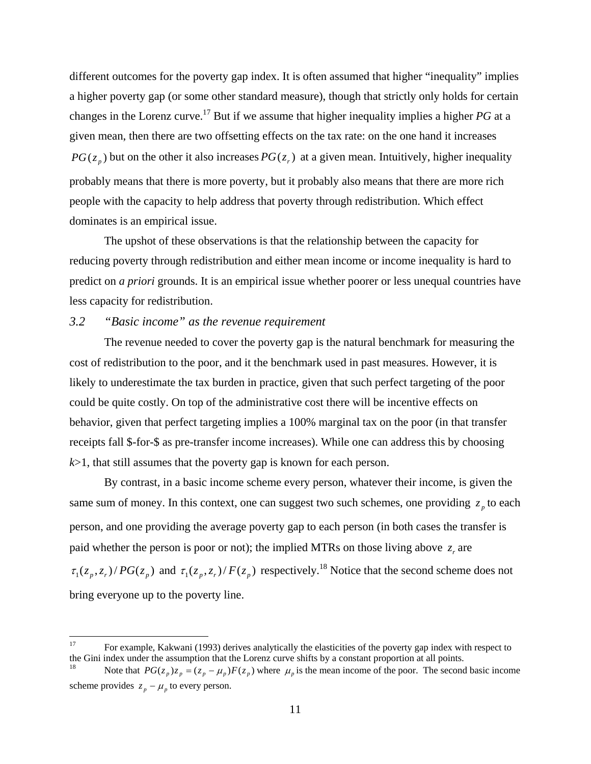different outcomes for the poverty gap index. It is often assumed that higher "inequality" implies a higher poverty gap (or some other standard measure), though that strictly only holds for certain changes in the Lorenz curve.[17] But if we assume that higher inequality implies a higher *PG* at a given mean, then there are two offsetting effects on the tax rate: on the one hand it increases $PG(z_p)$ but on the other it also increases $PG(z_r)$ at a given mean. Intuitively, higher inequality probably means that there is more poverty, but it probably also means that there are more rich people with the capacity to help address that poverty through redistribution. Which effect dominates is an empirical issue.

The upshot of these observations is that the relationship between the capacity for reducing poverty through redistribution and either mean income or income inequality is hard to predict on *a priori* grounds. It is an empirical issue whether poorer or less unequal countries have less capacity for redistribution.

### 3.2 *"Basic income" as the revenue requirement*

The revenue needed to cover the poverty gap is the natural benchmark for measuring the cost of redistribution to the poor, and it the benchmark used in past measures. However, it is likely to underestimate the tax burden in practice, given that such perfect targeting of the poor could be quite costly. On top of the administrative cost there will be incentive effects on behavior, given that perfect targeting implies a 100% marginal tax on the poor (in that transfer receipts fall $-for-$ as pre-transfer income increases). While one can address this by choosing $k>1$, that still assumes that the poverty gap is known for each person.

By contrast, in a basic income scheme every person, whatever their income, is given the same sum of money. In this context, one can suggest two such schemes, one providing $z_p$ to each person, and one providing the average poverty gap to each person (in both cases the transfer is paid whether the person is poor or not); the implied MTRs on those living above $z_r$ are $\tau_1(z_p, z_r)/PG(z_p)$ and $\tau_1(z_p, z_r)/F(z_p)$ respectively.[18] Notice that the second scheme does not bring everyone up to the poverty line.

---

[17] For example, Kakwani (1993) derives analytically the elasticities of the poverty gap index with respect to the Gini index under the assumption that the Lorenz curve shifts by a constant proportion at all points.

[18] Note that $PG(z_p)z_p = (z_p - \mu_p)F(z_p)$ where $\mu_p$ is the mean income of the poor. The second basic income scheme provides $z_p - \mu_p$ to every person.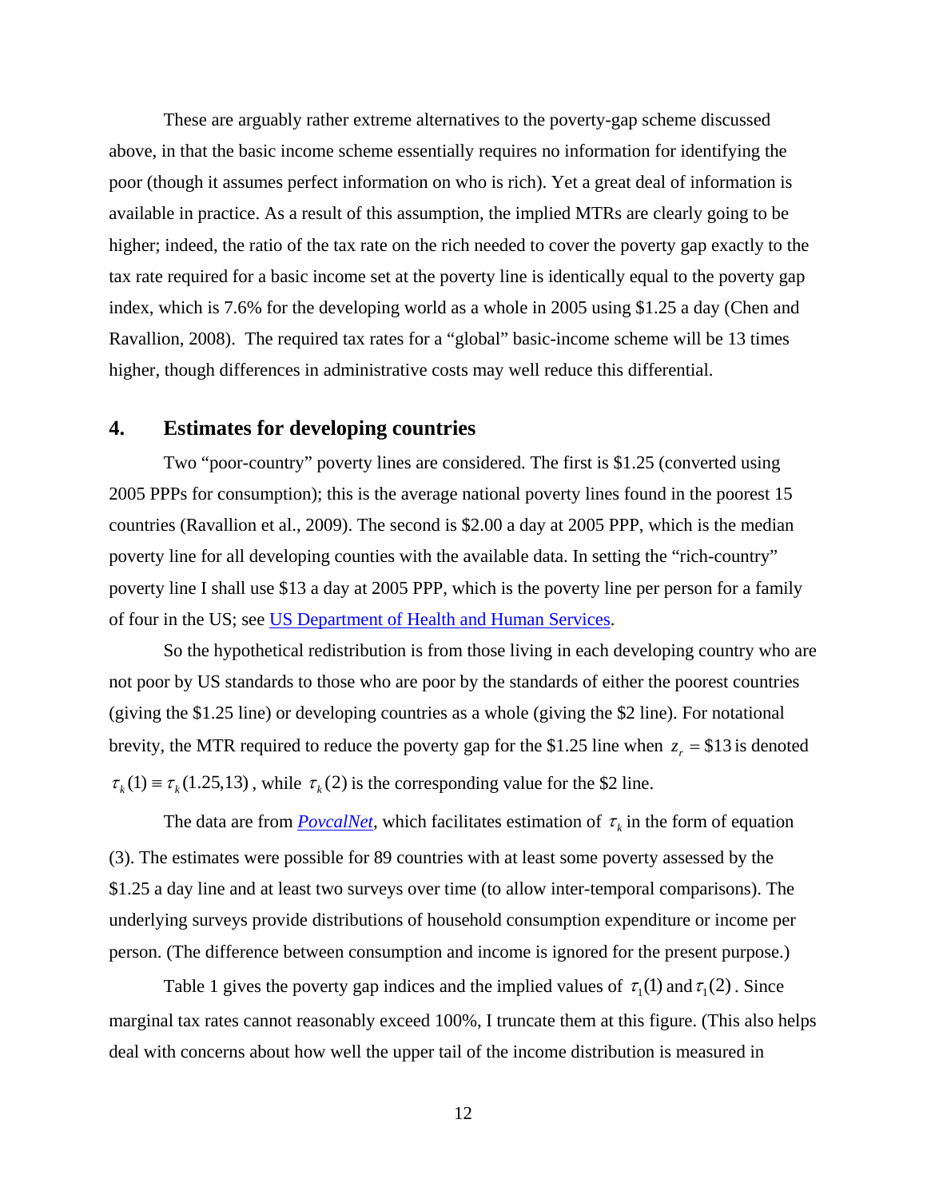These are arguably rather extreme alternatives to the poverty-gap scheme discussed above, in that the basic income scheme essentially requires no information for identifying the poor (though it assumes perfect information on who is rich). Yet a great deal of information is available in practice. As a result of this assumption, the implied MTRs are clearly going to be higher; indeed, the ratio of the tax rate on the rich needed to cover the poverty gap exactly to the tax rate required for a basic income set at the poverty line is identically equal to the poverty gap index, which is 7.6% for the developing world as a whole in 2005 using $1.25 a day (Chen and Ravallion, 2008). The required tax rates for a "global" basic-income scheme will be 13 times higher, though differences in administrative costs may well reduce this differential.

## 4. Estimates for developing countries

Two "poor-country" poverty lines are considered. The first is $1.25 (converted using 2005 PPPs for consumption); this is the average national poverty lines found in the poorest 15 countries (Ravallion et al., 2009). The second is $2.00 a day at 2005 PPP, which is the median poverty line for all developing counties with the available data. In setting the "rich-country" poverty line I shall use $13 a day at 2005 PPP, which is the poverty line per person for a family of four in the US; see US Department of Health and Human Services.

So the hypothetical redistribution is from those living in each developing country who are not poor by US standards to those who are poor by the standards of either the poorest countries (giving the $1.25 line) or developing countries as a whole (giving the $2 line). For notational brevity, the MTR required to reduce the poverty gap for the $1.25 line when $z_r = \$13$ is denoted $\tau_k(1) \equiv \tau_k(1.25, 13)$, while $\tau_k(2)$ is the corresponding value for the $2 line.

The data are from ***PovcalNet***, which facilitates estimation of $\tau_k$ in the form of equation (3). The estimates were possible for 89 countries with at least some poverty assessed by the $1.25 a day line and at least two surveys over time (to allow inter-temporal comparisons). The underlying surveys provide distributions of household consumption expenditure or income per person. (The difference between consumption and income is ignored for the present purpose.)

Table 1 gives the poverty gap indices and the implied values of $\tau_1(1)$ and $\tau_1(2)$. Since marginal tax rates cannot reasonably exceed 100%, I truncate them at this figure. (This also helps deal with concerns about how well the upper tail of the income distribution is measured in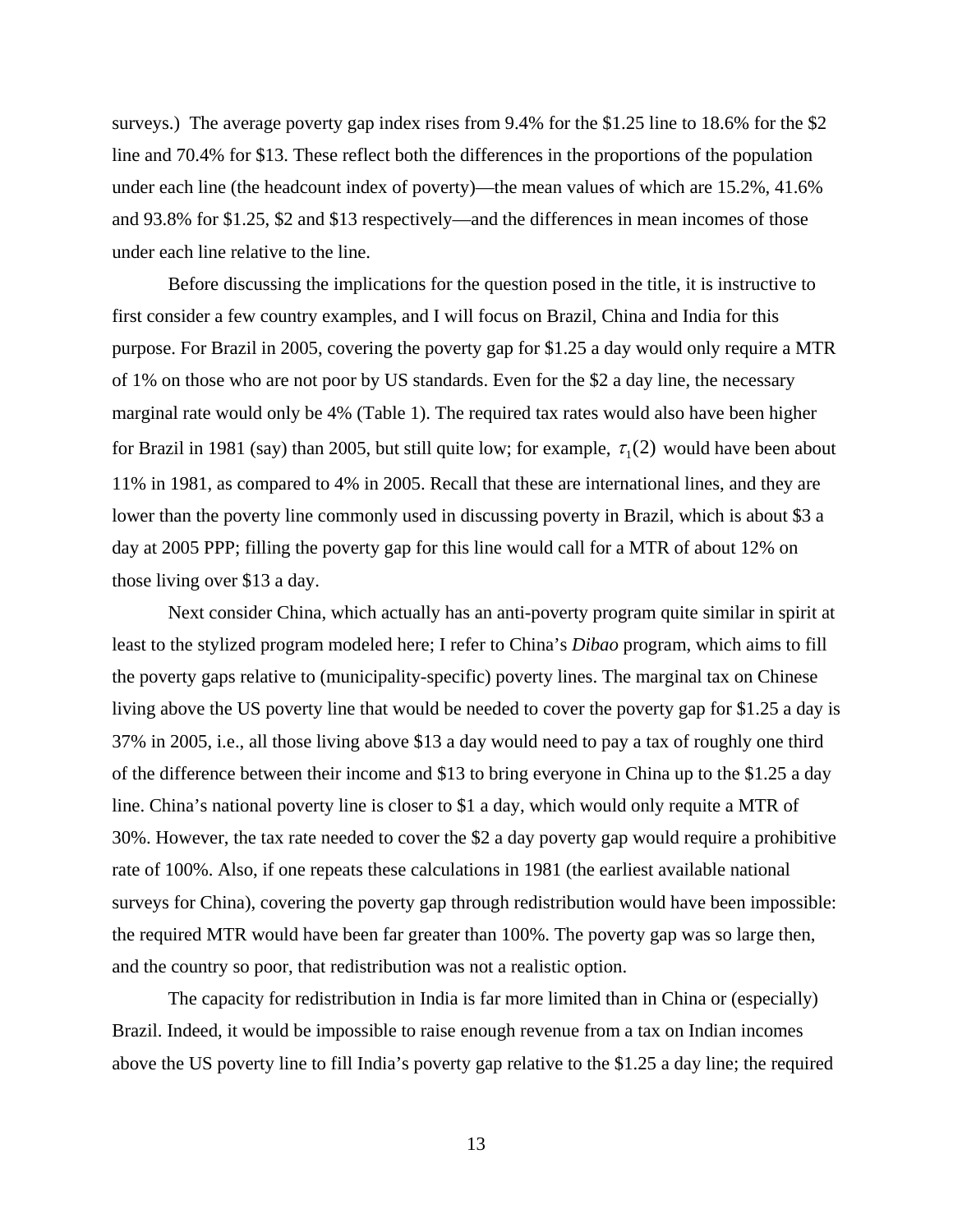surveys.) The average poverty gap index rises from 9.4% for the \$1.25 line to 18.6% for the \$2 line and 70.4% for \$13. These reflect both the differences in the proportions of the population under each line (the headcount index of poverty)—the mean values of which are 15.2%, 41.6% and 93.8% for \$1.25, \$2 and \$13 respectively—and the differences in mean incomes of those under each line relative to the line.

Before discussing the implications for the question posed in the title, it is instructive to first consider a few country examples, and I will focus on Brazil, China and India for this purpose. For Brazil in 2005, covering the poverty gap for \$1.25 a day would only require a MTR of 1% on those who are not poor by US standards. Even for the \$2 a day line, the necessary marginal rate would only be 4% (Table 1). The required tax rates would also have been higher for Brazil in 1981 (say) than 2005, but still quite low; for example, $\tau_1(2)$ would have been about 11% in 1981, as compared to 4% in 2005. Recall that these are international lines, and they are lower than the poverty line commonly used in discussing poverty in Brazil, which is about \$3 a day at 2005 PPP; filling the poverty gap for this line would call for a MTR of about 12% on those living over \$13 a day.

Next consider China, which actually has an anti-poverty program quite similar in spirit at least to the stylized program modeled here; I refer to China's *Dibao* program, which aims to fill the poverty gaps relative to (municipality-specific) poverty lines. The marginal tax on Chinese living above the US poverty line that would be needed to cover the poverty gap for \$1.25 a day is 37% in 2005, i.e., all those living above \$13 a day would need to pay a tax of roughly one third of the difference between their income and \$13 to bring everyone in China up to the \$1.25 a day line. China's national poverty line is closer to \$1 a day, which would only requite a MTR of 30%. However, the tax rate needed to cover the \$2 a day poverty gap would require a prohibitive rate of 100%. Also, if one repeats these calculations in 1981 (the earliest available national surveys for China), covering the poverty gap through redistribution would have been impossible: the required MTR would have been far greater than 100%. The poverty gap was so large then, and the country so poor, that redistribution was not a realistic option.

The capacity for redistribution in India is far more limited than in China or (especially) Brazil. Indeed, it would be impossible to raise enough revenue from a tax on Indian incomes above the US poverty line to fill India's poverty gap relative to the \$1.25 a day line; the required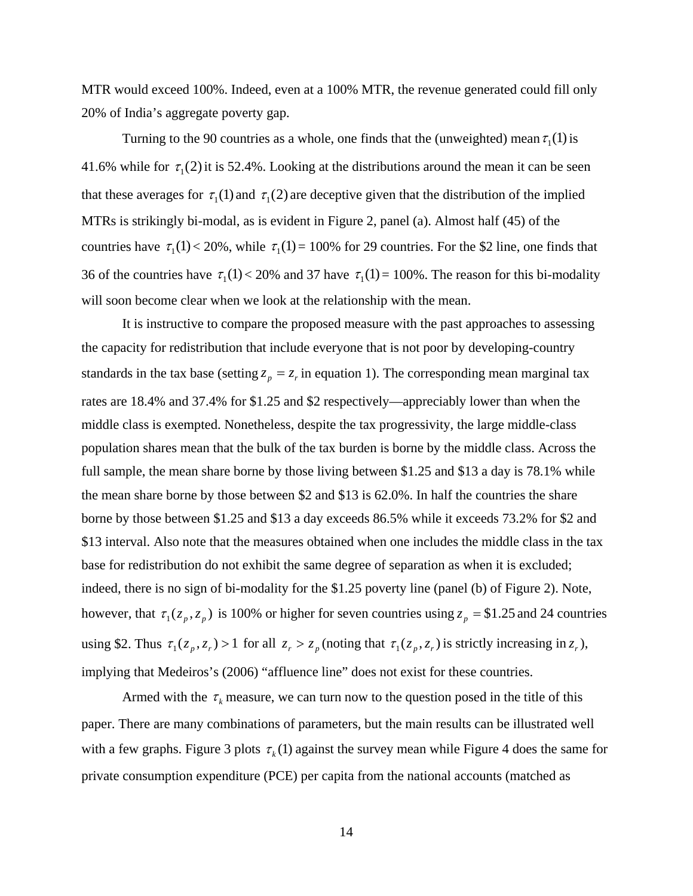MTR would exceed 100%. Indeed, even at a 100% MTR, the revenue generated could fill only 20% of India's aggregate poverty gap.

Turning to the 90 countries as a whole, one finds that the (unweighted) mean $\tau_1(1)$ is 41.6% while for $\tau_1(2)$ it is 52.4%. Looking at the distributions around the mean it can be seen that these averages for $\tau_1(1)$ and $\tau_1(2)$ are deceptive given that the distribution of the implied MTRs is strikingly bi-modal, as is evident in Figure 2, panel (a). Almost half (45) of the countries have $\tau_1(1) < 20\%$, while $\tau_1(1) = 100\%$ for 29 countries. For the \$2 line, one finds that 36 of the countries have $\tau_1(1) < 20\%$ and 37 have $\tau_1(1) = 100\%$. The reason for this bi-modality will soon become clear when we look at the relationship with the mean.

It is instructive to compare the proposed measure with the past approaches to assessing the capacity for redistribution that include everyone that is not poor by developing-country standards in the tax base (setting $z_p = z_r$ in equation 1). The corresponding mean marginal tax rates are 18.4% and 37.4% for \$1.25 and \$2 respectively—appreciably lower than when the middle class is exempted. Nonetheless, despite the tax progressivity, the large middle-class population shares mean that the bulk of the tax burden is borne by the middle class. Across the full sample, the mean share borne by those living between \$1.25 and \$13 a day is 78.1% while the mean share borne by those between \$2 and \$13 is 62.0%. In half the countries the share borne by those between \$1.25 and \$13 a day exceeds 86.5% while it exceeds 73.2% for \$2 and \$13 interval. Also note that the measures obtained when one includes the middle class in the tax base for redistribution do not exhibit the same degree of separation as when it is excluded; indeed, there is no sign of bi-modality for the \$1.25 poverty line (panel (b) of Figure 2). Note, however, that $\tau_1(z_p, z_p)$ is 100% or higher for seven countries using $z_p = \$1.25$ and 24 countries using \$2. Thus $\tau_1(z_p, z_r) > 1$ for all $z_r > z_p$ (noting that $\tau_1(z_p, z_r)$ is strictly increasing in $z_r$), implying that Medeiros's (2006) "affluence line" does not exist for these countries.

Armed with the $\tau_k$ measure, we can turn now to the question posed in the title of this paper. There are many combinations of parameters, but the main results can be illustrated well with a few graphs. Figure 3 plots $\tau_k(1)$ against the survey mean while Figure 4 does the same for private consumption expenditure (PCE) per capita from the national accounts (matched as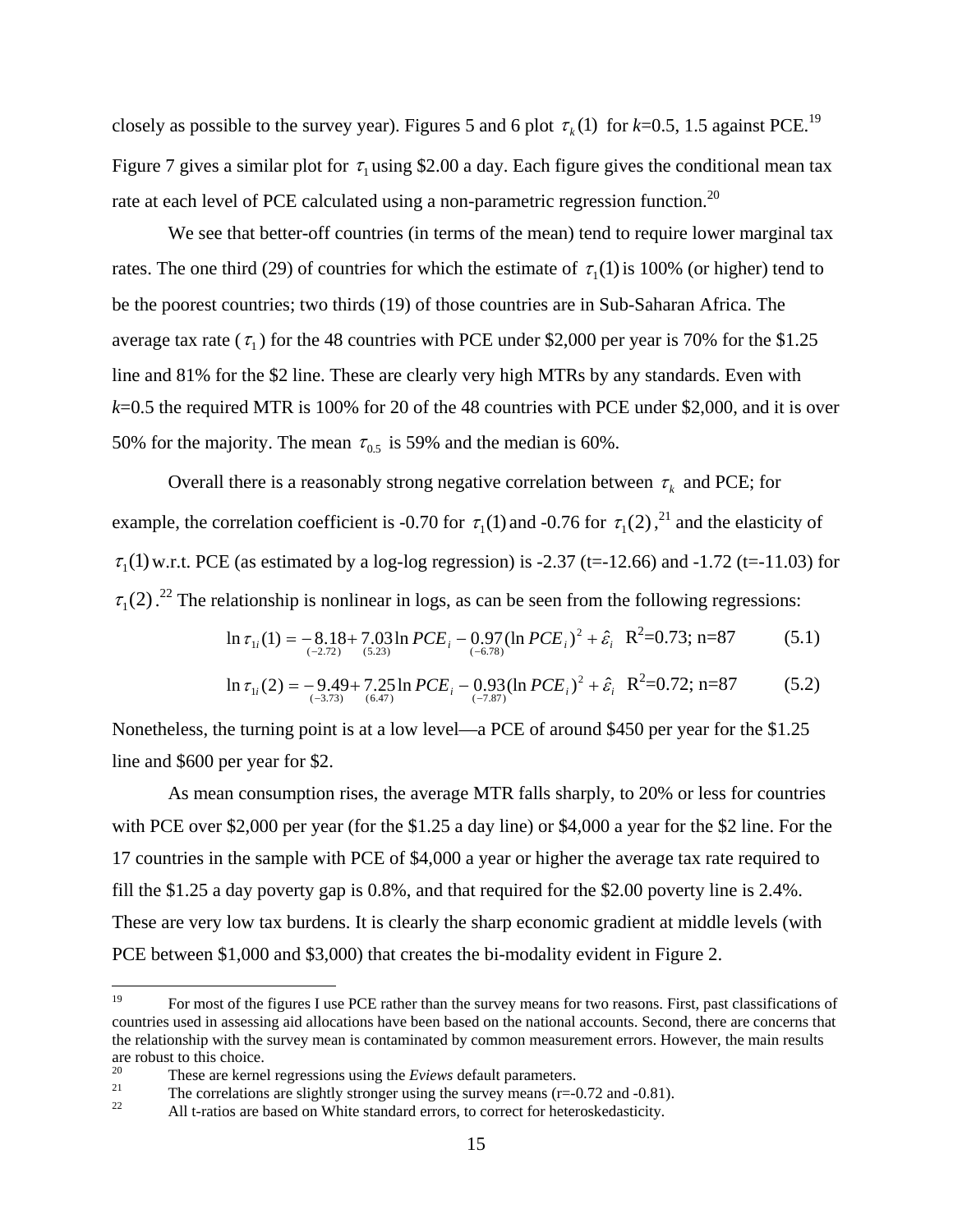closely as possible to the survey year). Figures 5 and 6 plot $\tau_k(1)$ for *k*=0.5, 1.5 against PCE.[19] Figure 7 gives a similar plot for $\tau_1$ using \$2.00 a day. Each figure gives the conditional mean tax rate at each level of PCE calculated using a non-parametric regression function.[20]

We see that better-off countries (in terms of the mean) tend to require lower marginal tax rates. The one third (29) of countries for which the estimate of $\tau_1(1)$ is 100% (or higher) tend to be the poorest countries; two thirds (19) of those countries are in Sub-Saharan Africa. The average tax rate ($\tau_1$) for the 48 countries with PCE under \$2,000 per year is 70% for the \$1.25 line and 81% for the \$2 line. These are clearly very high MTRs by any standards. Even with *k*=0.5 the required MTR is 100% for 20 of the 48 countries with PCE under \$2,000, and it is over 50% for the majority. The mean $\tau_{0.5}$ is 59% and the median is 60%.

Overall there is a reasonably strong negative correlation between $\tau_k$ and PCE; for example, the correlation coefficient is -0.70 for $\tau_1(1)$ and -0.76 for $\tau_1(2)$,[21] and the elasticity of $\tau_1(1)$ w.r.t. PCE (as estimated by a log-log regression) is -2.37 (t=-12.66) and -1.72 (t=-11.03) for $\tau_1(2)$.[22] The relationship is nonlinear in logs, as can be seen from the following regressions:

$$\ln \tau_{1i}(1) = -\underset{(-2.72)}{8.18} + \underset{(5.23)}{7.03} \ln PCE_i - \underset{(-6.78)}{0.97} (\ln PCE_i)^2 + \hat{\varepsilon}_i \quad R^2=0.73;\ n=87 \tag{5.1}$$

$$\ln \tau_{1i}(2) = -\underset{(-3.73)}{9.49} + \underset{(6.47)}{7.25} \ln PCE_i - \underset{(-7.87)}{0.93} (\ln PCE_i)^2 + \hat{\varepsilon}_i \quad R^2=0.72;\ n=87 \tag{5.2}$$

Nonetheless, the turning point is at a low level—a PCE of around \$450 per year for the \$1.25 line and \$600 per year for \$2.

As mean consumption rises, the average MTR falls sharply, to 20% or less for countries with PCE over \$2,000 per year (for the \$1.25 a day line) or \$4,000 a year for the \$2 line. For the 17 countries in the sample with PCE of \$4,000 a year or higher the average tax rate required to fill the \$1.25 a day poverty gap is 0.8%, and that required for the \$2.00 poverty line is 2.4%. These are very low tax burdens. It is clearly the sharp economic gradient at middle levels (with PCE between \$1,000 and \$3,000) that creates the bi-modality evident in Figure 2.

---

[19] For most of the figures I use PCE rather than the survey means for two reasons. First, past classifications of countries used in assessing aid allocations have been based on the national accounts. Second, there are concerns that the relationship with the survey mean is contaminated by common measurement errors. However, the main results are robust to this choice.

[20] These are kernel regressions using the *Eviews* default parameters.

[21] The correlations are slightly stronger using the survey means (r=-0.72 and -0.81).

[22] All t-ratios are based on White standard errors, to correct for heteroskedasticity.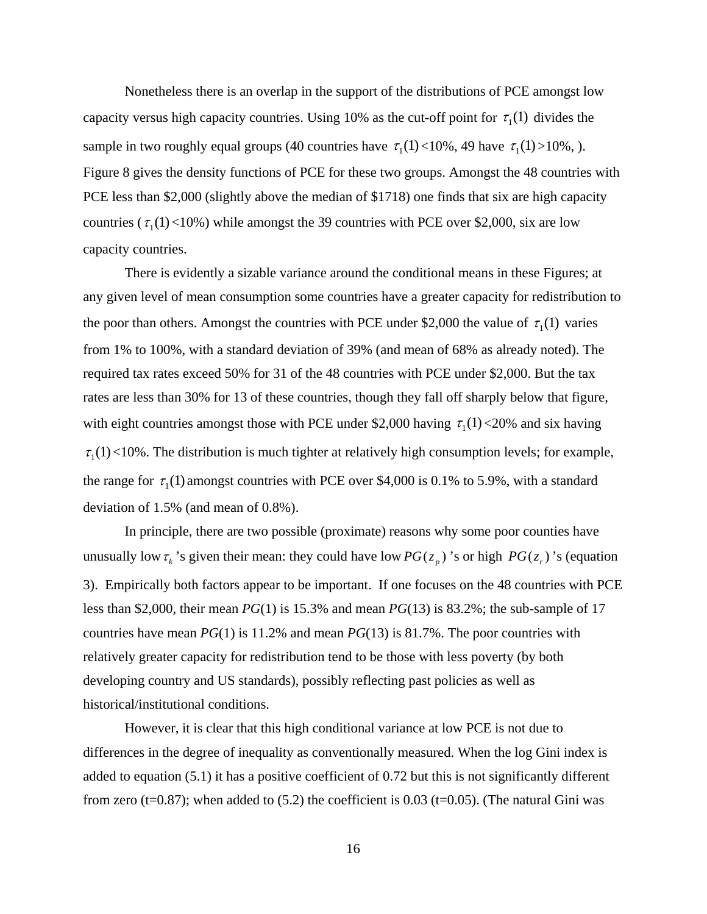Nonetheless there is an overlap in the support of the distributions of PCE amongst low capacity versus high capacity countries. Using 10% as the cut-off point for $\tau_1(1)$ divides the sample in two roughly equal groups (40 countries have $\tau_1(1)$<10%, 49 have $\tau_1(1)$>10%, ). Figure 8 gives the density functions of PCE for these two groups. Amongst the 48 countries with PCE less than $2,000 (slightly above the median of $1718) one finds that six are high capacity countries ($\tau_1(1)$<10%) while amongst the 39 countries with PCE over $2,000, six are low capacity countries.

There is evidently a sizable variance around the conditional means in these Figures; at any given level of mean consumption some countries have a greater capacity for redistribution to the poor than others. Amongst the countries with PCE under $2,000 the value of $\tau_1(1)$ varies from 1% to 100%, with a standard deviation of 39% (and mean of 68% as already noted). The required tax rates exceed 50% for 31 of the 48 countries with PCE under $2,000. But the tax rates are less than 30% for 13 of these countries, though they fall off sharply below that figure, with eight countries amongst those with PCE under $2,000 having $\tau_1(1)$<20% and six having $\tau_1(1)$<10%. The distribution is much tighter at relatively high consumption levels; for example, the range for $\tau_1(1)$ amongst countries with PCE over $4,000 is 0.1% to 5.9%, with a standard deviation of 1.5% (and mean of 0.8%).

In principle, there are two possible (proximate) reasons why some poor counties have unusually low $\tau_k$'s given their mean: they could have low $PG(z_p)$'s or high $PG(z_r)$'s (equation 3). Empirically both factors appear to be important. If one focuses on the 48 countries with PCE less than $2,000, their mean *PG*(1) is 15.3% and mean *PG*(13) is 83.2%; the sub-sample of 17 countries have mean *PG*(1) is 11.2% and mean *PG*(13) is 81.7%. The poor countries with relatively greater capacity for redistribution tend to be those with less poverty (by both developing country and US standards), possibly reflecting past policies as well as historical/institutional conditions.

However, it is clear that this high conditional variance at low PCE is not due to differences in the degree of inequality as conventionally measured. When the log Gini index is added to equation (5.1) it has a positive coefficient of 0.72 but this is not significantly different from zero (t=0.87); when added to (5.2) the coefficient is 0.03 (t=0.05). (The natural Gini was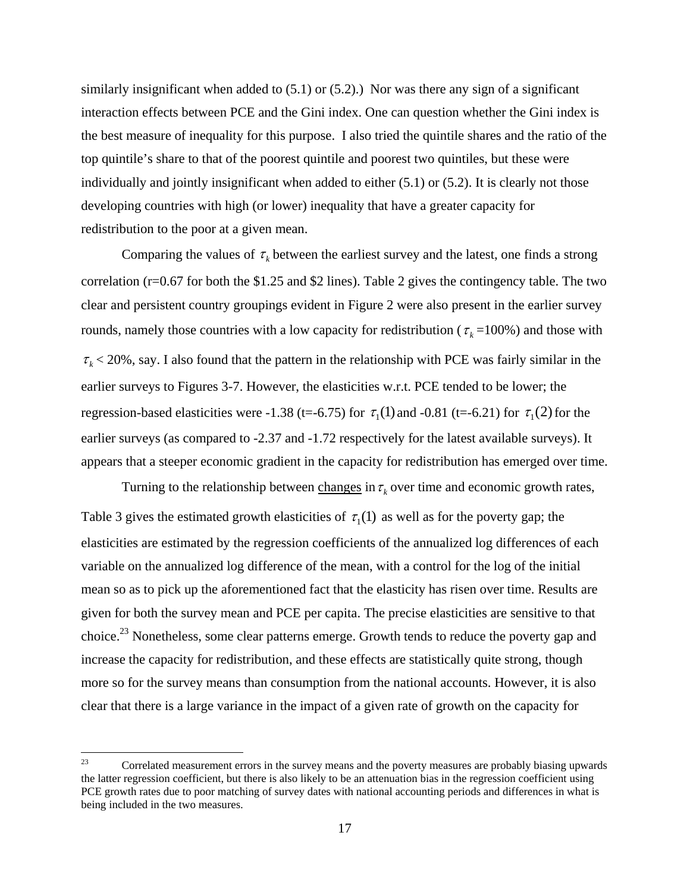similarly insignificant when added to (5.1) or (5.2).) Nor was there any sign of a significant interaction effects between PCE and the Gini index. One can question whether the Gini index is the best measure of inequality for this purpose. I also tried the quintile shares and the ratio of the top quintile's share to that of the poorest quintile and poorest two quintiles, but these were individually and jointly insignificant when added to either (5.1) or (5.2). It is clearly not those developing countries with high (or lower) inequality that have a greater capacity for redistribution to the poor at a given mean.

Comparing the values of $\tau_k$ between the earliest survey and the latest, one finds a strong correlation (r=0.67 for both the \$1.25 and \$2 lines). Table 2 gives the contingency table. The two clear and persistent country groupings evident in Figure 2 were also present in the earlier survey rounds, namely those countries with a low capacity for redistribution ($\tau_k$ =100%) and those with $\tau_k$ < 20%, say. I also found that the pattern in the relationship with PCE was fairly similar in the earlier surveys to Figures 3-7. However, the elasticities w.r.t. PCE tended to be lower; the regression-based elasticities were -1.38 (t=-6.75) for $\tau_1(1)$ and -0.81 (t=-6.21) for $\tau_1(2)$ for the earlier surveys (as compared to -2.37 and -1.72 respectively for the latest available surveys). It appears that a steeper economic gradient in the capacity for redistribution has emerged over time.

Turning to the relationship between <u>changes</u> in $\tau_k$ over time and economic growth rates, Table 3 gives the estimated growth elasticities of $\tau_1(1)$ as well as for the poverty gap; the elasticities are estimated by the regression coefficients of the annualized log differences of each variable on the annualized log difference of the mean, with a control for the log of the initial mean so as to pick up the aforementioned fact that the elasticity has risen over time. Results are given for both the survey mean and PCE per capita. The precise elasticities are sensitive to that choice.[23] Nonetheless, some clear patterns emerge. Growth tends to reduce the poverty gap and increase the capacity for redistribution, and these effects are statistically quite strong, though more so for the survey means than consumption from the national accounts. However, it is also clear that there is a large variance in the impact of a given rate of growth on the capacity for

---

[23] Correlated measurement errors in the survey means and the poverty measures are probably biasing upwards the latter regression coefficient, but there is also likely to be an attenuation bias in the regression coefficient using PCE growth rates due to poor matching of survey dates with national accounting periods and differences in what is being included in the two measures.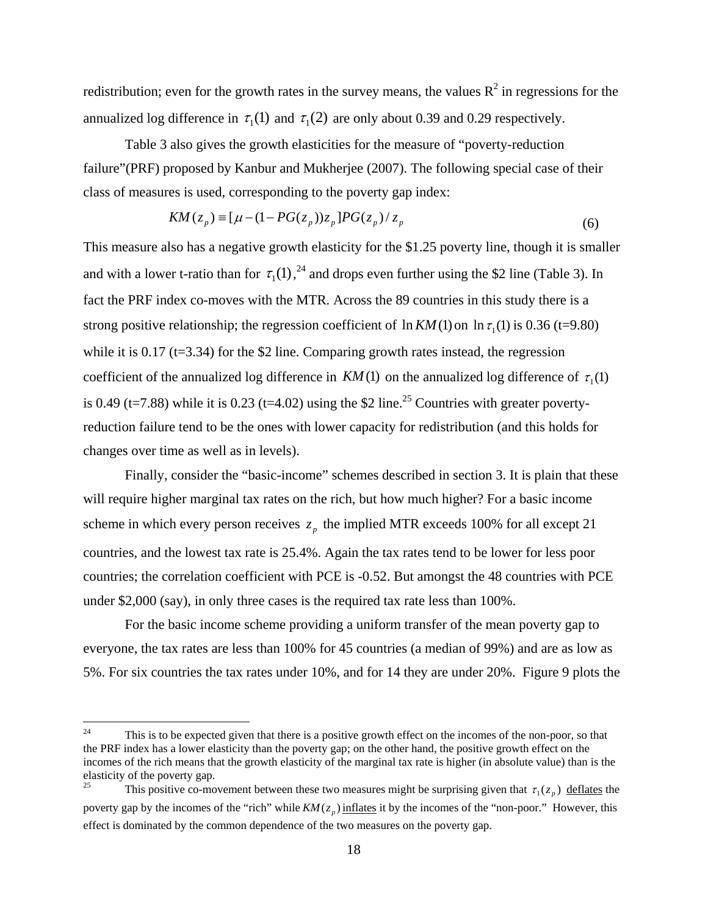redistribution; even for the growth rates in the survey means, the values $R^2$ in regressions for the annualized log difference in $\tau_1(1)$ and $\tau_1(2)$ are only about 0.39 and 0.29 respectively.

Table 3 also gives the growth elasticities for the measure of "poverty-reduction failure"(PRF) proposed by Kanbur and Mukherjee (2007). The following special case of their class of measures is used, corresponding to the poverty gap index:

$$KM(z_p) \equiv [\mu - (1 - PG(z_p))z_p]PG(z_p)/z_p \tag{6}$$

This measure also has a negative growth elasticity for the \$1.25 poverty line, though it is smaller and with a lower t-ratio than for $\tau_1(1)$,[24] and drops even further using the \$2 line (Table 3). In fact the PRF index co-moves with the MTR. Across the 89 countries in this study there is a strong positive relationship; the regression coefficient of $\ln KM(1)$ on $\ln \tau_1(1)$ is 0.36 (t=9.80) while it is 0.17 (t=3.34) for the \$2 line. Comparing growth rates instead, the regression coefficient of the annualized log difference in $KM(1)$ on the annualized log difference of $\tau_1(1)$ is 0.49 (t=7.88) while it is 0.23 (t=4.02) using the \$2 line.[25] Countries with greater poverty-reduction failure tend to be the ones with lower capacity for redistribution (and this holds for changes over time as well as in levels).

Finally, consider the "basic-income" schemes described in section 3. It is plain that these will require higher marginal tax rates on the rich, but how much higher? For a basic income scheme in which every person receives $z_p$ the implied MTR exceeds 100% for all except 21 countries, and the lowest tax rate is 25.4%. Again the tax rates tend to be lower for less poor countries; the correlation coefficient with PCE is -0.52. But amongst the 48 countries with PCE under \$2,000 (say), in only three cases is the required tax rate less than 100%.

For the basic income scheme providing a uniform transfer of the mean poverty gap to everyone, the tax rates are less than 100% for 45 countries (a median of 99%) and are as low as 5%. For six countries the tax rates under 10%, and for 14 they are under 20%. Figure 9 plots the

---

[24] This is to be expected given that there is a positive growth effect on the incomes of the non-poor, so that the PRF index has a lower elasticity than the poverty gap; on the other hand, the positive growth effect on the incomes of the rich means that the growth elasticity of the marginal tax rate is higher (in absolute value) than is the elasticity of the poverty gap.

[25] This positive co-movement between these two measures might be surprising given that $\tau_1(z_p)$ <u>deflates</u> the poverty gap by the incomes of the "rich" while $KM(z_p)$ <u>inflates</u> it by the incomes of the "non-poor." However, this effect is dominated by the common dependence of the two measures on the poverty gap.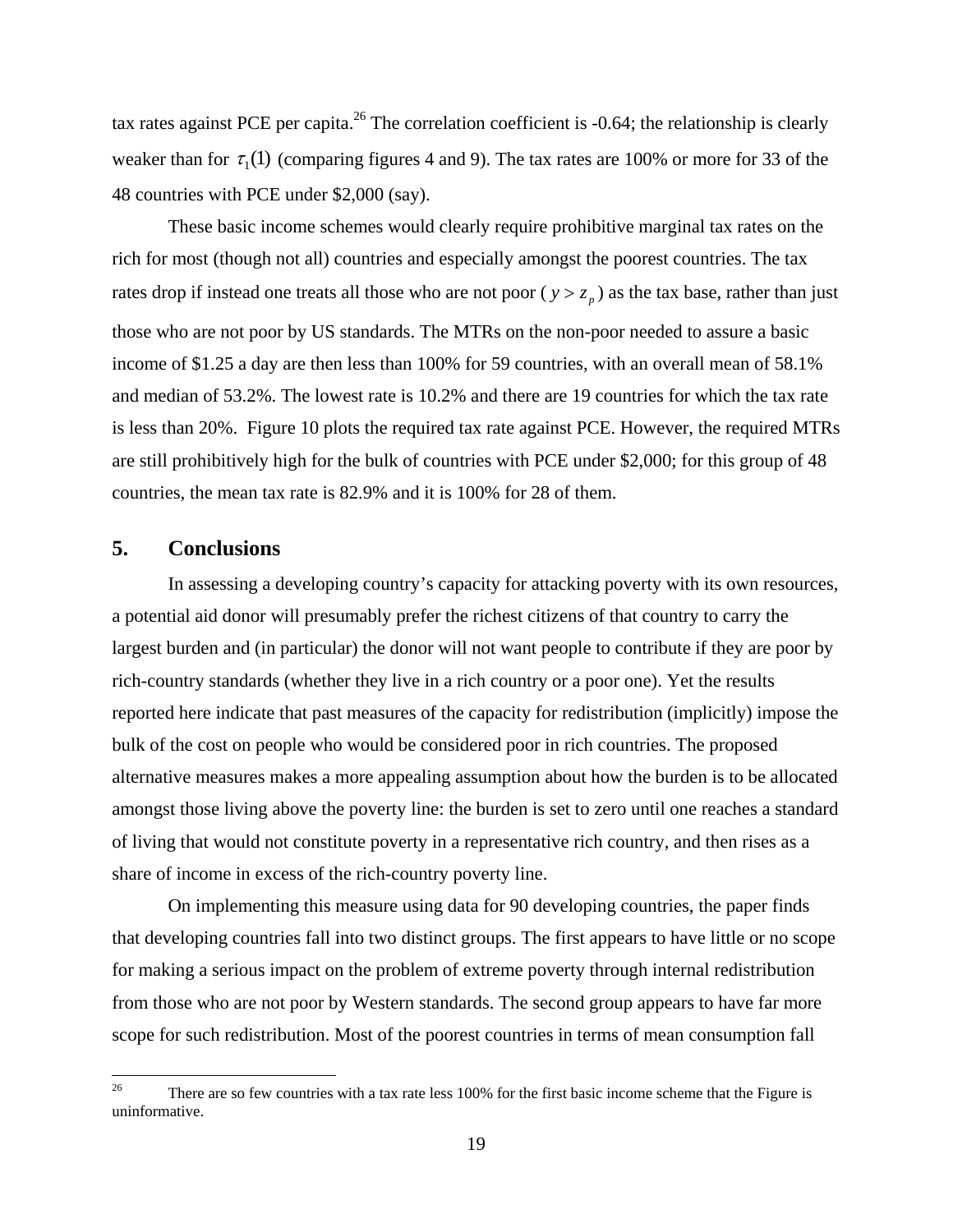tax rates against PCE per capita.[26] The correlation coefficient is -0.64; the relationship is clearly weaker than for $\tau_1(1)$ (comparing figures 4 and 9). The tax rates are 100% or more for 33 of the 48 countries with PCE under $2,000 (say).

These basic income schemes would clearly require prohibitive marginal tax rates on the rich for most (though not all) countries and especially amongst the poorest countries. The tax rates drop if instead one treats all those who are not poor ($y > z_p$) as the tax base, rather than just those who are not poor by US standards. The MTRs on the non-poor needed to assure a basic income of $1.25 a day are then less than 100% for 59 countries, with an overall mean of 58.1% and median of 53.2%. The lowest rate is 10.2% and there are 19 countries for which the tax rate is less than 20%. Figure 10 plots the required tax rate against PCE. However, the required MTRs are still prohibitively high for the bulk of countries with PCE under $2,000; for this group of 48 countries, the mean tax rate is 82.9% and it is 100% for 28 of them.

## 5. Conclusions

In assessing a developing country's capacity for attacking poverty with its own resources, a potential aid donor will presumably prefer the richest citizens of that country to carry the largest burden and (in particular) the donor will not want people to contribute if they are poor by rich-country standards (whether they live in a rich country or a poor one). Yet the results reported here indicate that past measures of the capacity for redistribution (implicitly) impose the bulk of the cost on people who would be considered poor in rich countries. The proposed alternative measures makes a more appealing assumption about how the burden is to be allocated amongst those living above the poverty line: the burden is set to zero until one reaches a standard of living that would not constitute poverty in a representative rich country, and then rises as a share of income in excess of the rich-country poverty line.

On implementing this measure using data for 90 developing countries, the paper finds that developing countries fall into two distinct groups. The first appears to have little or no scope for making a serious impact on the problem of extreme poverty through internal redistribution from those who are not poor by Western standards. The second group appears to have far more scope for such redistribution. Most of the poorest countries in terms of mean consumption fall

[26] There are so few countries with a tax rate less 100% for the first basic income scheme that the Figure is uninformative.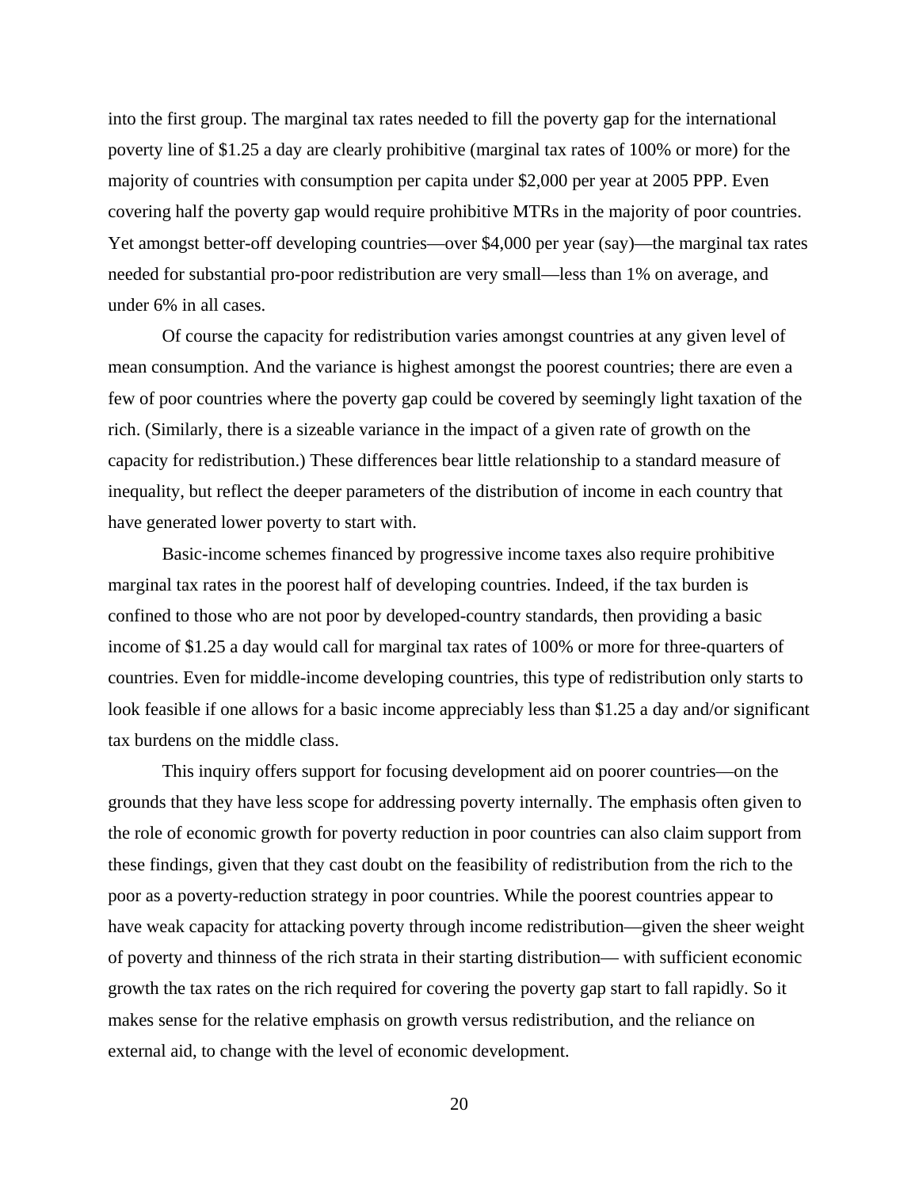into the first group. The marginal tax rates needed to fill the poverty gap for the international poverty line of $1.25 a day are clearly prohibitive (marginal tax rates of 100% or more) for the majority of countries with consumption per capita under $2,000 per year at 2005 PPP. Even covering half the poverty gap would require prohibitive MTRs in the majority of poor countries. Yet amongst better-off developing countries—over $4,000 per year (say)—the marginal tax rates needed for substantial pro-poor redistribution are very small—less than 1% on average, and under 6% in all cases.

Of course the capacity for redistribution varies amongst countries at any given level of mean consumption. And the variance is highest amongst the poorest countries; there are even a few of poor countries where the poverty gap could be covered by seemingly light taxation of the rich. (Similarly, there is a sizeable variance in the impact of a given rate of growth on the capacity for redistribution.) These differences bear little relationship to a standard measure of inequality, but reflect the deeper parameters of the distribution of income in each country that have generated lower poverty to start with.

Basic-income schemes financed by progressive income taxes also require prohibitive marginal tax rates in the poorest half of developing countries. Indeed, if the tax burden is confined to those who are not poor by developed-country standards, then providing a basic income of $1.25 a day would call for marginal tax rates of 100% or more for three-quarters of countries. Even for middle-income developing countries, this type of redistribution only starts to look feasible if one allows for a basic income appreciably less than $1.25 a day and/or significant tax burdens on the middle class.

This inquiry offers support for focusing development aid on poorer countries—on the grounds that they have less scope for addressing poverty internally. The emphasis often given to the role of economic growth for poverty reduction in poor countries can also claim support from these findings, given that they cast doubt on the feasibility of redistribution from the rich to the poor as a poverty-reduction strategy in poor countries. While the poorest countries appear to have weak capacity for attacking poverty through income redistribution—given the sheer weight of poverty and thinness of the rich strata in their starting distribution— with sufficient economic growth the tax rates on the rich required for covering the poverty gap start to fall rapidly. So it makes sense for the relative emphasis on growth versus redistribution, and the reliance on external aid, to change with the level of economic development.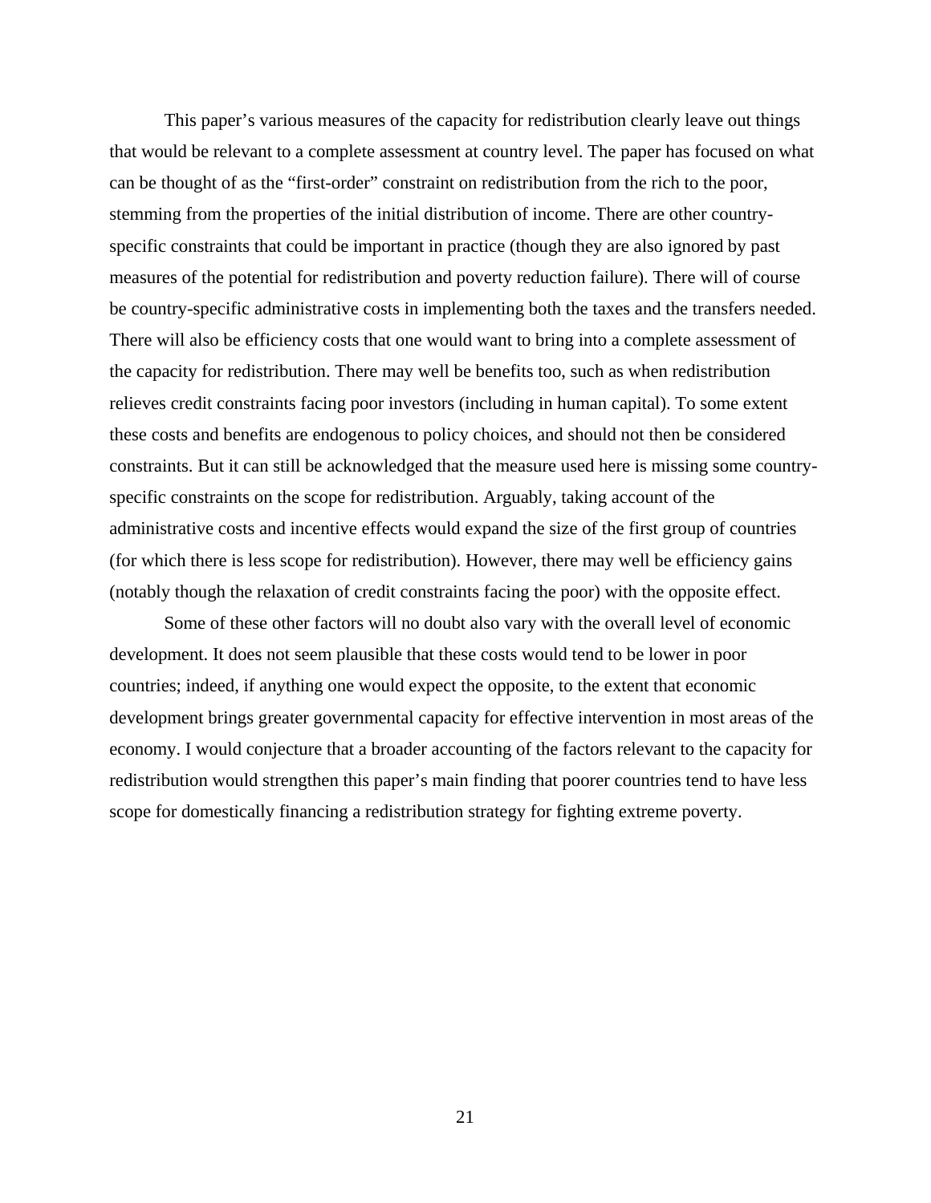This paper's various measures of the capacity for redistribution clearly leave out things that would be relevant to a complete assessment at country level. The paper has focused on what can be thought of as the "first-order" constraint on redistribution from the rich to the poor, stemming from the properties of the initial distribution of income. There are other country-specific constraints that could be important in practice (though they are also ignored by past measures of the potential for redistribution and poverty reduction failure). There will of course be country-specific administrative costs in implementing both the taxes and the transfers needed. There will also be efficiency costs that one would want to bring into a complete assessment of the capacity for redistribution. There may well be benefits too, such as when redistribution relieves credit constraints facing poor investors (including in human capital). To some extent these costs and benefits are endogenous to policy choices, and should not then be considered constraints. But it can still be acknowledged that the measure used here is missing some country-specific constraints on the scope for redistribution. Arguably, taking account of the administrative costs and incentive effects would expand the size of the first group of countries (for which there is less scope for redistribution). However, there may well be efficiency gains (notably though the relaxation of credit constraints facing the poor) with the opposite effect.

Some of these other factors will no doubt also vary with the overall level of economic development. It does not seem plausible that these costs would tend to be lower in poor countries; indeed, if anything one would expect the opposite, to the extent that economic development brings greater governmental capacity for effective intervention in most areas of the economy. I would conjecture that a broader accounting of the factors relevant to the capacity for redistribution would strengthen this paper's main finding that poorer countries tend to have less scope for domestically financing a redistribution strategy for fighting extreme poverty.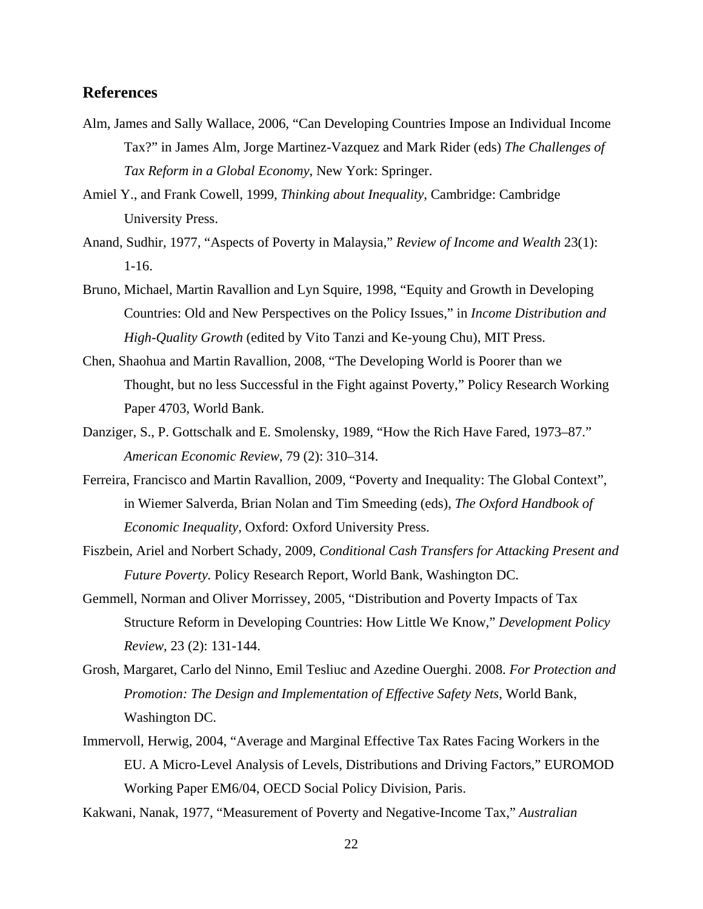## References

Alm, James and Sally Wallace, 2006, "Can Developing Countries Impose an Individual Income Tax?" in James Alm, Jorge Martinez-Vazquez and Mark Rider (eds) *The Challenges of Tax Reform in a Global Economy*, New York: Springer.

Amiel Y., and Frank Cowell, 1999, *Thinking about Inequality*, Cambridge: Cambridge University Press.

Anand, Sudhir, 1977, "Aspects of Poverty in Malaysia," *Review of Income and Wealth* 23(1): 1-16.

Bruno, Michael, Martin Ravallion and Lyn Squire, 1998, "Equity and Growth in Developing Countries: Old and New Perspectives on the Policy Issues," in *Income Distribution and High-Quality Growth* (edited by Vito Tanzi and Ke-young Chu), MIT Press.

Chen, Shaohua and Martin Ravallion, 2008, "The Developing World is Poorer than we Thought, but no less Successful in the Fight against Poverty," Policy Research Working Paper 4703, World Bank.

Danziger, S., P. Gottschalk and E. Smolensky, 1989, "How the Rich Have Fared, 1973–87." *American Economic Review*, 79 (2): 310–314.

Ferreira, Francisco and Martin Ravallion, 2009, "Poverty and Inequality: The Global Context", in Wiemer Salverda, Brian Nolan and Tim Smeeding (eds), *The Oxford Handbook of Economic Inequality*, Oxford: Oxford University Press.

Fiszbein, Ariel and Norbert Schady, 2009, *Conditional Cash Transfers for Attacking Present and Future Poverty.* Policy Research Report, World Bank, Washington DC.

Gemmell, Norman and Oliver Morrissey, 2005, "Distribution and Poverty Impacts of Tax Structure Reform in Developing Countries: How Little We Know," *Development Policy Review*, 23 (2): 131-144.

Grosh, Margaret, Carlo del Ninno, Emil Tesliuc and Azedine Ouerghi. 2008. *For Protection and Promotion: The Design and Implementation of Effective Safety Nets*, World Bank, Washington DC.

Immervoll, Herwig, 2004, "Average and Marginal Effective Tax Rates Facing Workers in the EU. A Micro-Level Analysis of Levels, Distributions and Driving Factors," EUROMOD Working Paper EM6/04, OECD Social Policy Division, Paris.

Kakwani, Nanak, 1977, "Measurement of Poverty and Negative-Income Tax," *Australian*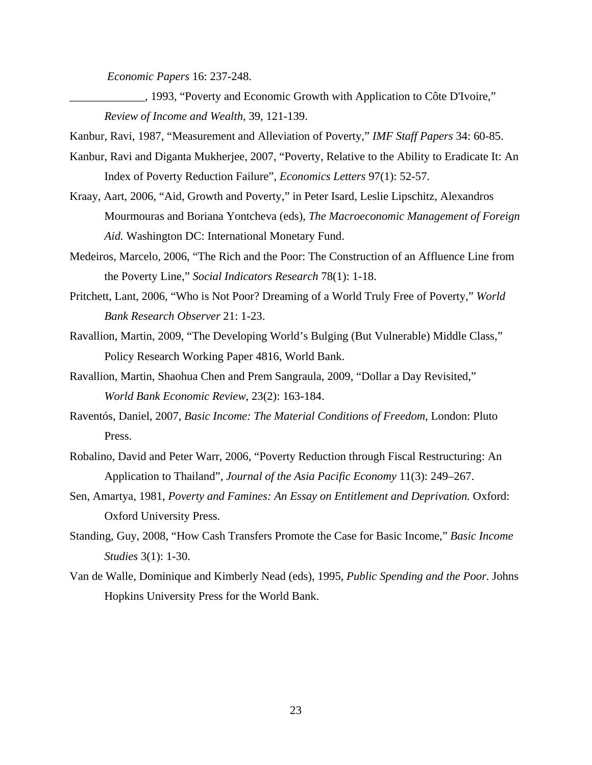*Economic Papers* 16: 237-248.

_____________, 1993, "Poverty and Economic Growth with Application to Côte D'Ivoire," *Review of Income and Wealth*, 39, 121-139.

Kanbur, Ravi, 1987, "Measurement and Alleviation of Poverty," *IMF Staff Papers* 34: 60-85.

Kanbur, Ravi and Diganta Mukherjee, 2007, "Poverty, Relative to the Ability to Eradicate It: An Index of Poverty Reduction Failure", *Economics Letters* 97(1): 52-57.

Kraay, Aart, 2006, "Aid, Growth and Poverty," in Peter Isard, Leslie Lipschitz, Alexandros Mourmouras and Boriana Yontcheva (eds), *The Macroeconomic Management of Foreign Aid.* Washington DC: International Monetary Fund.

Medeiros, Marcelo, 2006, "The Rich and the Poor: The Construction of an Affluence Line from the Poverty Line," *Social Indicators Research* 78(1): 1-18.

Pritchett, Lant, 2006, "Who is Not Poor? Dreaming of a World Truly Free of Poverty," *World Bank Research Observer* 21: 1-23.

Ravallion, Martin, 2009, "The Developing World's Bulging (But Vulnerable) Middle Class," Policy Research Working Paper 4816, World Bank.

Ravallion, Martin, Shaohua Chen and Prem Sangraula, 2009, "Dollar a Day Revisited," *World Bank Economic Review*, 23(2): 163-184.

Raventós, Daniel, 2007, *Basic Income: The Material Conditions of Freedom*, London: Pluto Press.

Robalino, David and Peter Warr, 2006, "Poverty Reduction through Fiscal Restructuring: An Application to Thailand", *Journal of the Asia Pacific Economy* 11(3): 249–267.

Sen, Amartya, 1981, *Poverty and Famines: An Essay on Entitlement and Deprivation.* Oxford: Oxford University Press.

Standing, Guy, 2008, "How Cash Transfers Promote the Case for Basic Income," *Basic Income Studies* 3(1): 1-30.

Van de Walle, Dominique and Kimberly Nead (eds), 1995, *Public Spending and the Poor.* Johns Hopkins University Press for the World Bank.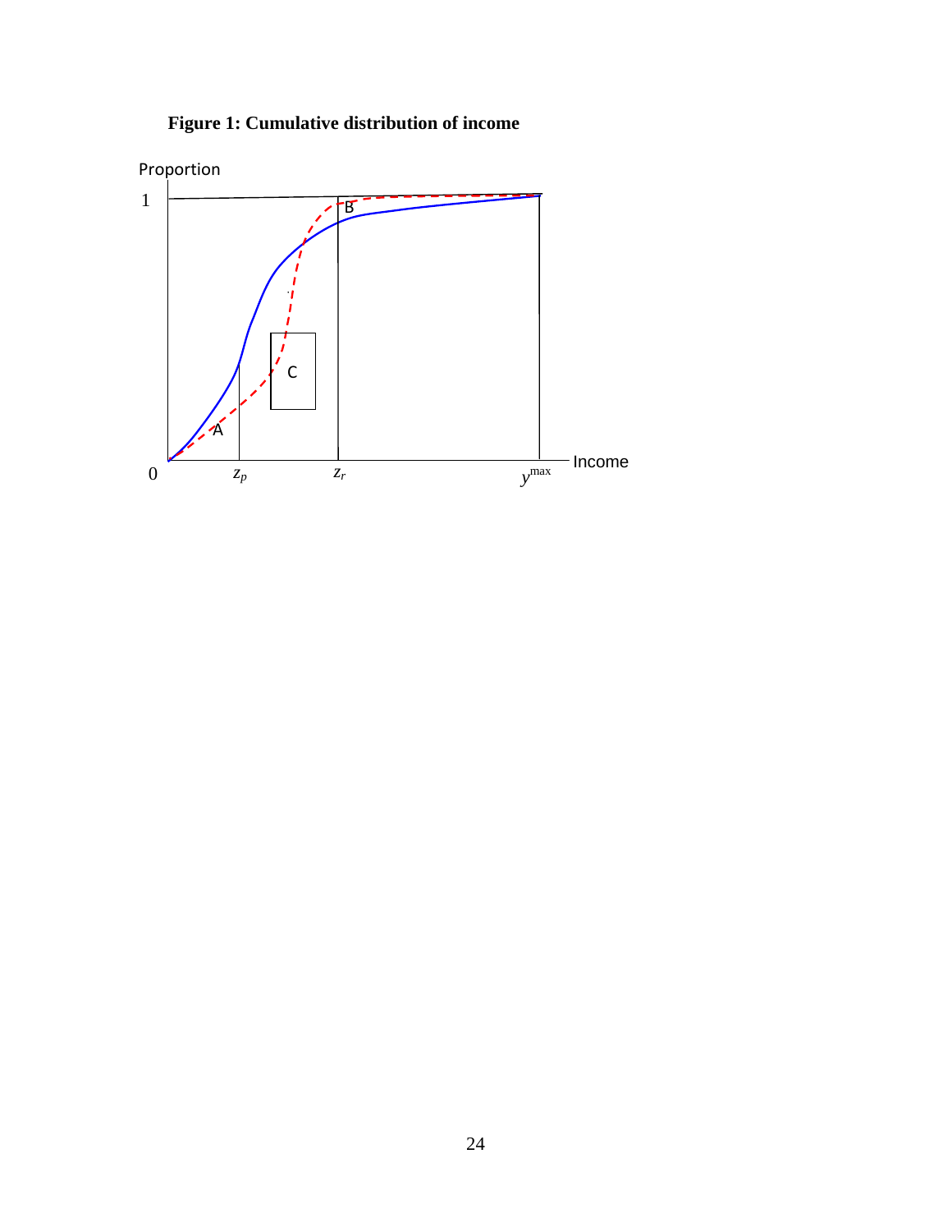**Figure 1: Cumulative distribution of income**

Proportion

1

B

C

A

0 $z_p$ $z_r$ $y^{\max}$ Income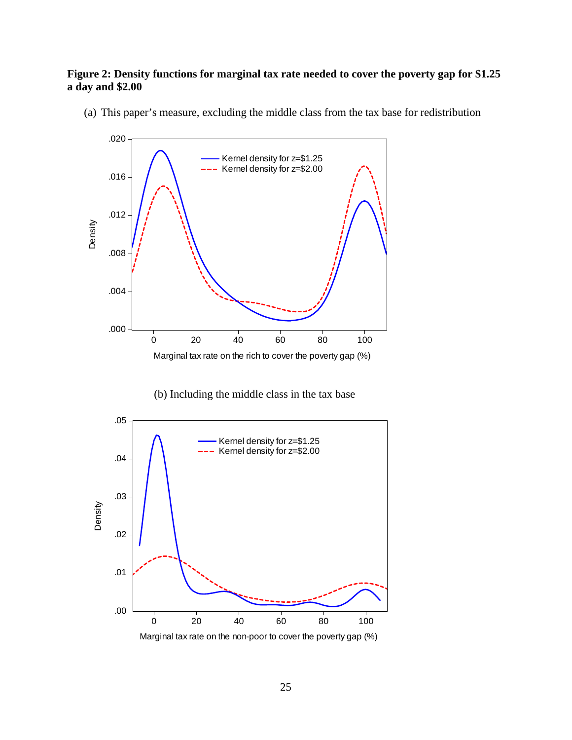**Figure 2: Density functions for marginal tax rate needed to cover the poverty gap for \$1.25 a day and \$2.00**

(a) This paper's measure, excluding the middle class from the tax base for redistribution

(b) Including the middle class in the tax base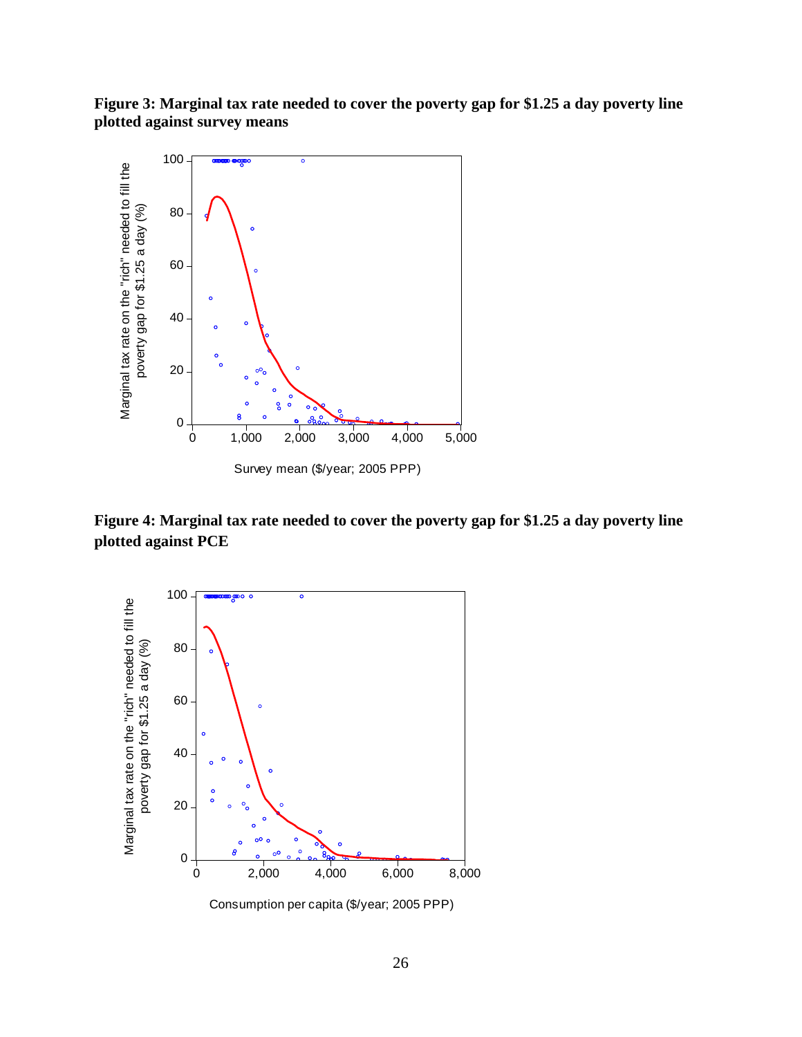**Figure 3: Marginal tax rate needed to cover the poverty gap for \$1.25 a day poverty line plotted against survey means**

**Figure 4: Marginal tax rate needed to cover the poverty gap for \$1.25 a day poverty line plotted against PCE**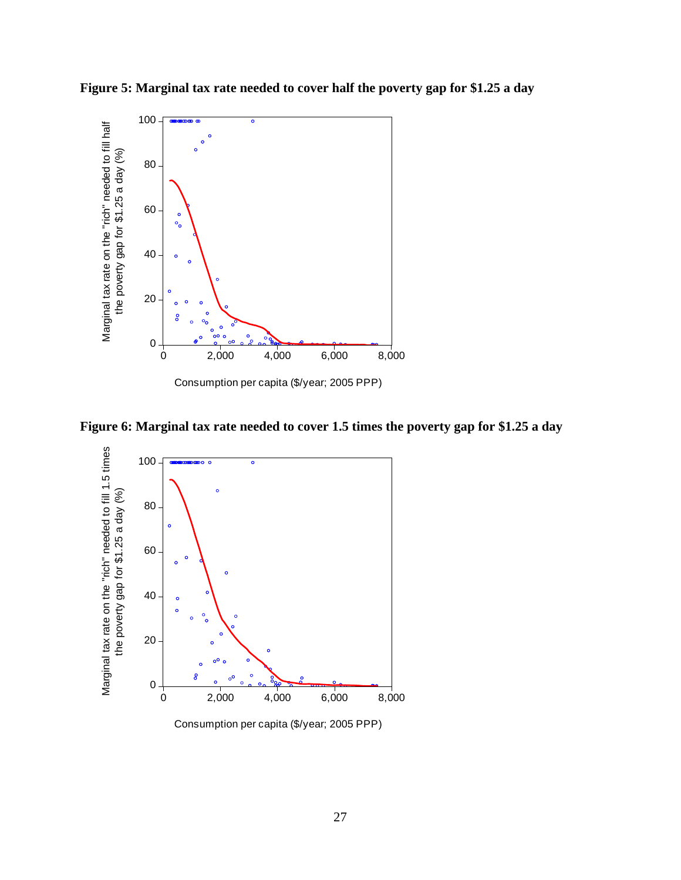**Figure 5: Marginal tax rate needed to cover half the poverty gap for $1.25 a day**

**Figure 6: Marginal tax rate needed to cover 1.5 times the poverty gap for $1.25 a day**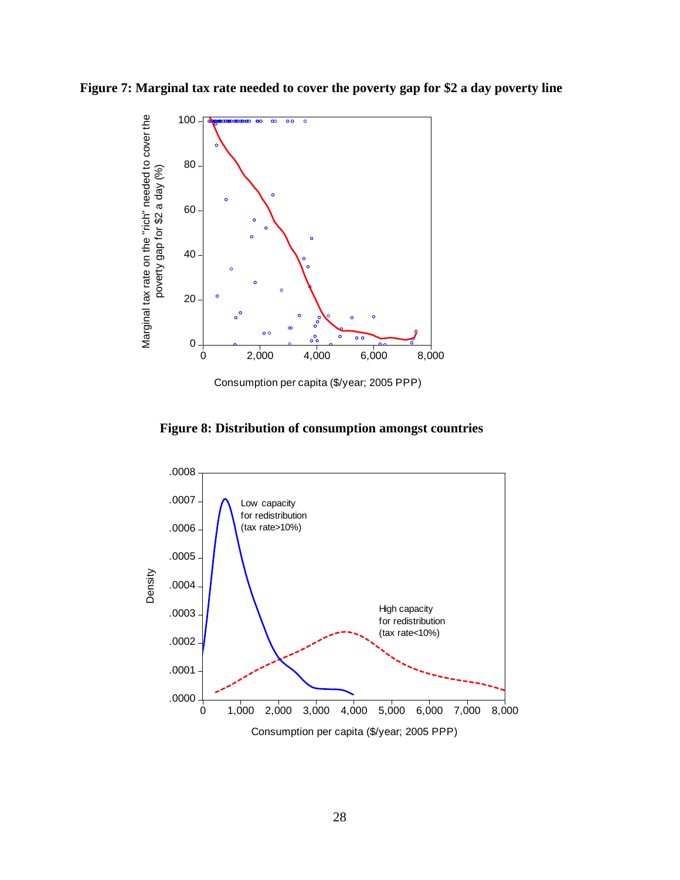**Figure 7: Marginal tax rate needed to cover the poverty gap for $2 a day poverty line**

**Figure 8: Distribution of consumption amongst countries**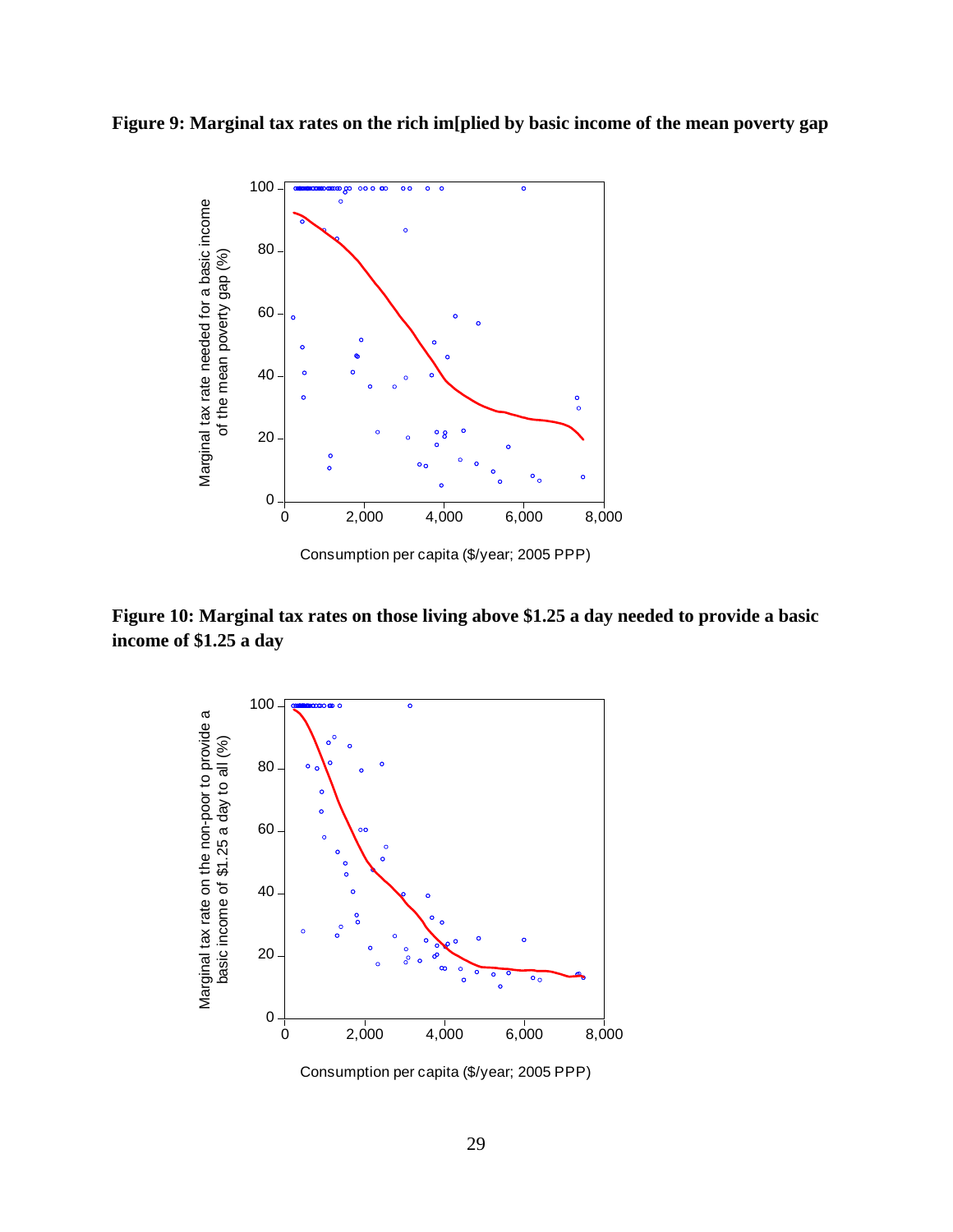**Figure 9: Marginal tax rates on the rich im[plied by basic income of the mean poverty gap**

**Figure 10: Marginal tax rates on those living above $1.25 a day needed to provide a basic income of $1.25 a day**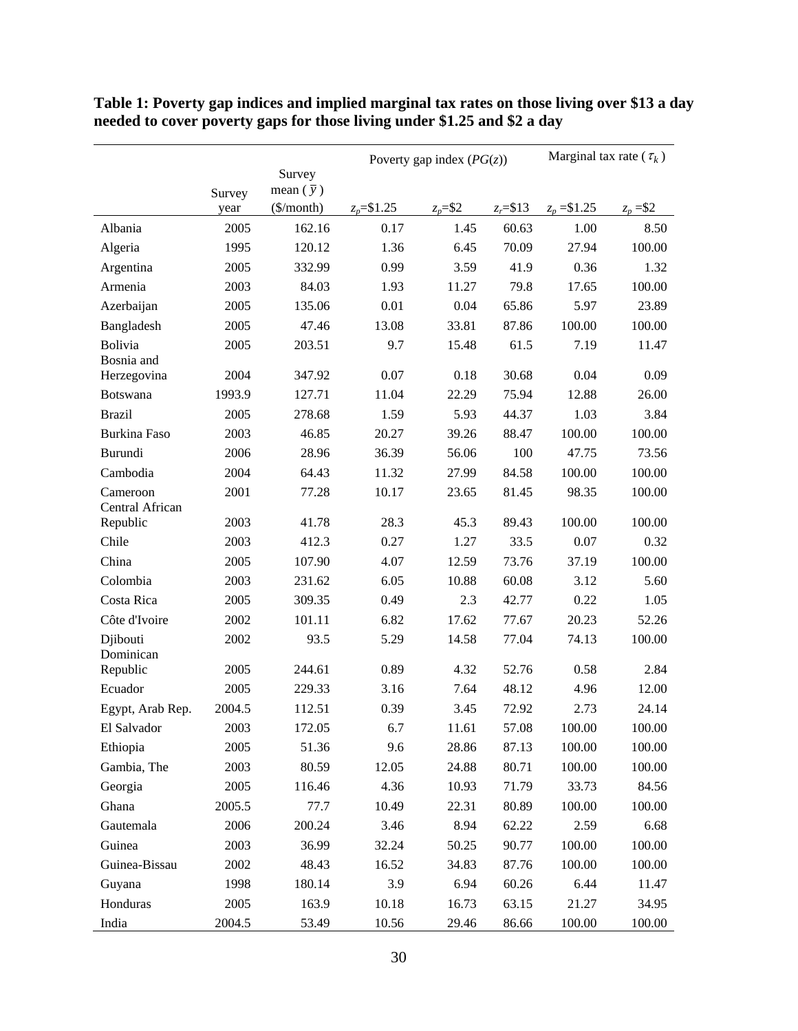**Table 1: Poverty gap indices and implied marginal tax rates on those living over \$13 a day needed to cover poverty gaps for those living under \$1.25 and \$2 a day**

| | Survey year | Survey mean ( $\bar{y}$ ) (\$/month) | Poverty gap index ($PG(z)$) | | | Marginal tax rate ( $\tau_k$ ) | |
|---|---|---|---|---|---|---|---|
| | | | $z_p$=\$1.25 | $z_p$=\$2 | $z_r$=\$13 | $z_p$ =\$1.25 | $z_p$ =\$2 |
| Albania | 2005 | 162.16 | 0.17 | 1.45 | 60.63 | 1.00 | 8.50 |
| Algeria | 1995 | 120.12 | 1.36 | 6.45 | 70.09 | 27.94 | 100.00 |
| Argentina | 2005 | 332.99 | 0.99 | 3.59 | 41.9 | 0.36 | 1.32 |
| Armenia | 2003 | 84.03 | 1.93 | 11.27 | 79.8 | 17.65 | 100.00 |
| Azerbaijan | 2005 | 135.06 | 0.01 | 0.04 | 65.86 | 5.97 | 23.89 |
| Bangladesh | 2005 | 47.46 | 13.08 | 33.81 | 87.86 | 100.00 | 100.00 |
| Bolivia | 2005 | 203.51 | 9.7 | 15.48 | 61.5 | 7.19 | 11.47 |
| Bosnia and Herzegovina | 2004 | 347.92 | 0.07 | 0.18 | 30.68 | 0.04 | 0.09 |
| Botswana | 1993.9 | 127.71 | 11.04 | 22.29 | 75.94 | 12.88 | 26.00 |
| Brazil | 2005 | 278.68 | 1.59 | 5.93 | 44.37 | 1.03 | 3.84 |
| Burkina Faso | 2003 | 46.85 | 20.27 | 39.26 | 88.47 | 100.00 | 100.00 |
| Burundi | 2006 | 28.96 | 36.39 | 56.06 | 100 | 47.75 | 73.56 |
| Cambodia | 2004 | 64.43 | 11.32 | 27.99 | 84.58 | 100.00 | 100.00 |
| Cameroon | 2001 | 77.28 | 10.17 | 23.65 | 81.45 | 98.35 | 100.00 |
| Central African Republic | 2003 | 41.78 | 28.3 | 45.3 | 89.43 | 100.00 | 100.00 |
| Chile | 2003 | 412.3 | 0.27 | 1.27 | 33.5 | 0.07 | 0.32 |
| China | 2005 | 107.90 | 4.07 | 12.59 | 73.76 | 37.19 | 100.00 |
| Colombia | 2003 | 231.62 | 6.05 | 10.88 | 60.08 | 3.12 | 5.60 |
| Costa Rica | 2005 | 309.35 | 0.49 | 2.3 | 42.77 | 0.22 | 1.05 |
| Côte d'Ivoire | 2002 | 101.11 | 6.82 | 17.62 | 77.67 | 20.23 | 52.26 |
| Djibouti | 2002 | 93.5 | 5.29 | 14.58 | 77.04 | 74.13 | 100.00 |
| Dominican Republic | 2005 | 244.61 | 0.89 | 4.32 | 52.76 | 0.58 | 2.84 |
| Ecuador | 2005 | 229.33 | 3.16 | 7.64 | 48.12 | 4.96 | 12.00 |
| Egypt, Arab Rep. | 2004.5 | 112.51 | 0.39 | 3.45 | 72.92 | 2.73 | 24.14 |
| El Salvador | 2003 | 172.05 | 6.7 | 11.61 | 57.08 | 100.00 | 100.00 |
| Ethiopia | 2005 | 51.36 | 9.6 | 28.86 | 87.13 | 100.00 | 100.00 |
| Gambia, The | 2003 | 80.59 | 12.05 | 24.88 | 80.71 | 100.00 | 100.00 |
| Georgia | 2005 | 116.46 | 4.36 | 10.93 | 71.79 | 33.73 | 84.56 |
| Ghana | 2005.5 | 77.7 | 10.49 | 22.31 | 80.89 | 100.00 | 100.00 |
| Gautemala | 2006 | 200.24 | 3.46 | 8.94 | 62.22 | 2.59 | 6.68 |
| Guinea | 2003 | 36.99 | 32.24 | 50.25 | 90.77 | 100.00 | 100.00 |
| Guinea-Bissau | 2002 | 48.43 | 16.52 | 34.83 | 87.76 | 100.00 | 100.00 |
| Guyana | 1998 | 180.14 | 3.9 | 6.94 | 60.26 | 6.44 | 11.47 |
| Honduras | 2005 | 163.9 | 10.18 | 16.73 | 63.15 | 21.27 | 34.95 |
| India | 2004.5 | 53.49 | 10.56 | 29.46 | 86.66 | 100.00 | 100.00 |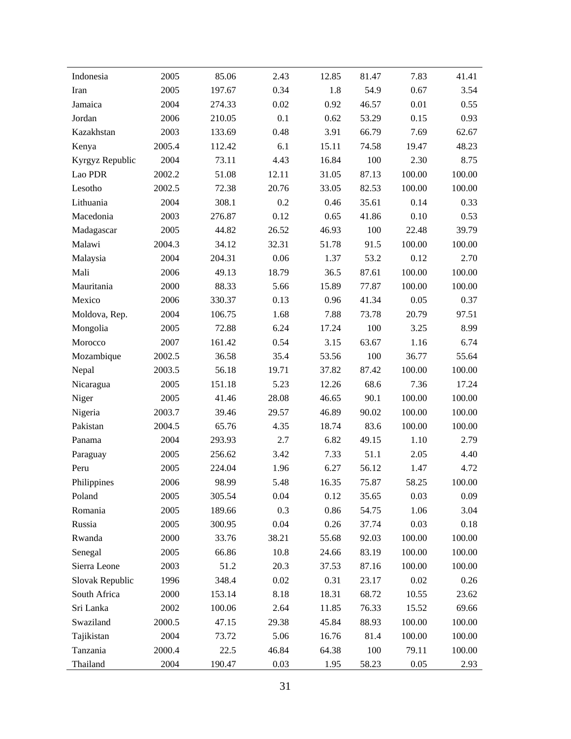| | | | | | | | |
|---|---|---|---|---|---|---|---|
| Indonesia | 2005 | 85.06 | 2.43 | 12.85 | 81.47 | 7.83 | 41.41 |
| Iran | 2005 | 197.67 | 0.34 | 1.8 | 54.9 | 0.67 | 3.54 |
| Jamaica | 2004 | 274.33 | 0.02 | 0.92 | 46.57 | 0.01 | 0.55 |
| Jordan | 2006 | 210.05 | 0.1 | 0.62 | 53.29 | 0.15 | 0.93 |
| Kazakhstan | 2003 | 133.69 | 0.48 | 3.91 | 66.79 | 7.69 | 62.67 |
| Kenya | 2005.4 | 112.42 | 6.1 | 15.11 | 74.58 | 19.47 | 48.23 |
| Kyrgyz Republic | 2004 | 73.11 | 4.43 | 16.84 | 100 | 2.30 | 8.75 |
| Lao PDR | 2002.2 | 51.08 | 12.11 | 31.05 | 87.13 | 100.00 | 100.00 |
| Lesotho | 2002.5 | 72.38 | 20.76 | 33.05 | 82.53 | 100.00 | 100.00 |
| Lithuania | 2004 | 308.1 | 0.2 | 0.46 | 35.61 | 0.14 | 0.33 |
| Macedonia | 2003 | 276.87 | 0.12 | 0.65 | 41.86 | 0.10 | 0.53 |
| Madagascar | 2005 | 44.82 | 26.52 | 46.93 | 100 | 22.48 | 39.79 |
| Malawi | 2004.3 | 34.12 | 32.31 | 51.78 | 91.5 | 100.00 | 100.00 |
| Malaysia | 2004 | 204.31 | 0.06 | 1.37 | 53.2 | 0.12 | 2.70 |
| Mali | 2006 | 49.13 | 18.79 | 36.5 | 87.61 | 100.00 | 100.00 |
| Mauritania | 2000 | 88.33 | 5.66 | 15.89 | 77.87 | 100.00 | 100.00 |
| Mexico | 2006 | 330.37 | 0.13 | 0.96 | 41.34 | 0.05 | 0.37 |
| Moldova, Rep. | 2004 | 106.75 | 1.68 | 7.88 | 73.78 | 20.79 | 97.51 |
| Mongolia | 2005 | 72.88 | 6.24 | 17.24 | 100 | 3.25 | 8.99 |
| Morocco | 2007 | 161.42 | 0.54 | 3.15 | 63.67 | 1.16 | 6.74 |
| Mozambique | 2002.5 | 36.58 | 35.4 | 53.56 | 100 | 36.77 | 55.64 |
| Nepal | 2003.5 | 56.18 | 19.71 | 37.82 | 87.42 | 100.00 | 100.00 |
| Nicaragua | 2005 | 151.18 | 5.23 | 12.26 | 68.6 | 7.36 | 17.24 |
| Niger | 2005 | 41.46 | 28.08 | 46.65 | 90.1 | 100.00 | 100.00 |
| Nigeria | 2003.7 | 39.46 | 29.57 | 46.89 | 90.02 | 100.00 | 100.00 |
| Pakistan | 2004.5 | 65.76 | 4.35 | 18.74 | 83.6 | 100.00 | 100.00 |
| Panama | 2004 | 293.93 | 2.7 | 6.82 | 49.15 | 1.10 | 2.79 |
| Paraguay | 2005 | 256.62 | 3.42 | 7.33 | 51.1 | 2.05 | 4.40 |
| Peru | 2005 | 224.04 | 1.96 | 6.27 | 56.12 | 1.47 | 4.72 |
| Philippines | 2006 | 98.99 | 5.48 | 16.35 | 75.87 | 58.25 | 100.00 |
| Poland | 2005 | 305.54 | 0.04 | 0.12 | 35.65 | 0.03 | 0.09 |
| Romania | 2005 | 189.66 | 0.3 | 0.86 | 54.75 | 1.06 | 3.04 |
| Russia | 2005 | 300.95 | 0.04 | 0.26 | 37.74 | 0.03 | 0.18 |
| Rwanda | 2000 | 33.76 | 38.21 | 55.68 | 92.03 | 100.00 | 100.00 |
| Senegal | 2005 | 66.86 | 10.8 | 24.66 | 83.19 | 100.00 | 100.00 |
| Sierra Leone | 2003 | 51.2 | 20.3 | 37.53 | 87.16 | 100.00 | 100.00 |
| Slovak Republic | 1996 | 348.4 | 0.02 | 0.31 | 23.17 | 0.02 | 0.26 |
| South Africa | 2000 | 153.14 | 8.18 | 18.31 | 68.72 | 10.55 | 23.62 |
| Sri Lanka | 2002 | 100.06 | 2.64 | 11.85 | 76.33 | 15.52 | 69.66 |
| Swaziland | 2000.5 | 47.15 | 29.38 | 45.84 | 88.93 | 100.00 | 100.00 |
| Tajikistan | 2004 | 73.72 | 5.06 | 16.76 | 81.4 | 100.00 | 100.00 |
| Tanzania | 2000.4 | 22.5 | 46.84 | 64.38 | 100 | 79.11 | 100.00 |
| Thailand | 2004 | 190.47 | 0.03 | 1.95 | 58.23 | 0.05 | 2.93 |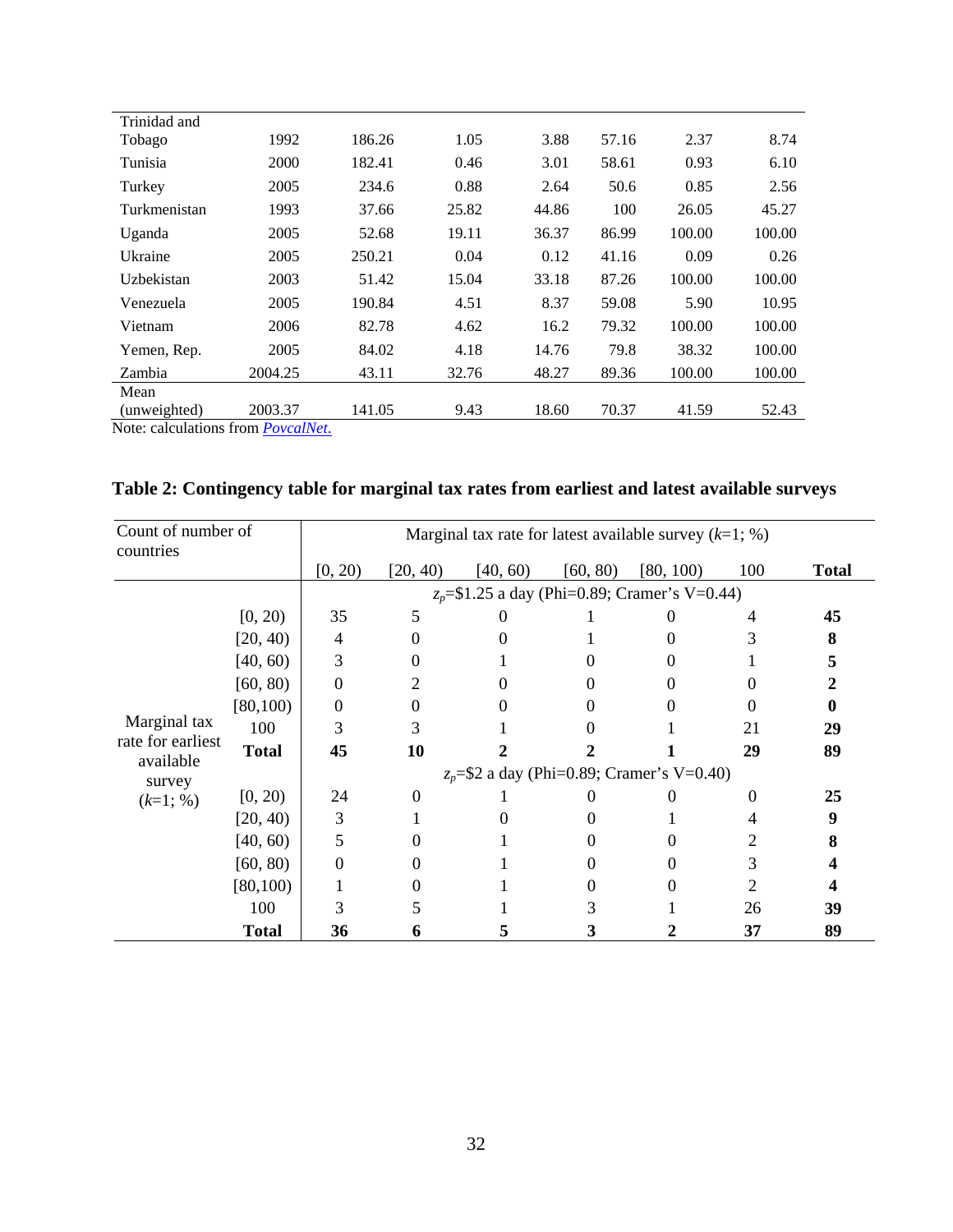| | | | | | | | |
|---|---|---|---|---|---|---|---|
| Trinidad and Tobago | 1992 | 186.26 | 1.05 | 3.88 | 57.16 | 2.37 | 8.74 |
| Tunisia | 2000 | 182.41 | 0.46 | 3.01 | 58.61 | 0.93 | 6.10 |
| Turkey | 2005 | 234.6 | 0.88 | 2.64 | 50.6 | 0.85 | 2.56 |
| Turkmenistan | 1993 | 37.66 | 25.82 | 44.86 | 100 | 26.05 | 45.27 |
| Uganda | 2005 | 52.68 | 19.11 | 36.37 | 86.99 | 100.00 | 100.00 |
| Ukraine | 2005 | 250.21 | 0.04 | 0.12 | 41.16 | 0.09 | 0.26 |
| Uzbekistan | 2003 | 51.42 | 15.04 | 33.18 | 87.26 | 100.00 | 100.00 |
| Venezuela | 2005 | 190.84 | 4.51 | 8.37 | 59.08 | 5.90 | 10.95 |
| Vietnam | 2006 | 82.78 | 4.62 | 16.2 | 79.32 | 100.00 | 100.00 |
| Yemen, Rep. | 2005 | 84.02 | 4.18 | 14.76 | 79.8 | 38.32 | 100.00 |
| Zambia | 2004.25 | 43.11 | 32.76 | 48.27 | 89.36 | 100.00 | 100.00 |
| Mean (unweighted) | 2003.37 | 141.05 | 9.43 | 18.60 | 70.37 | 41.59 | 52.43 |

Note: calculations from *PovcalNet.*

## Table 2: Contingency table for marginal tax rates from earliest and latest available surveys

| Count of number of countries | | Marginal tax rate for latest available survey ($k$=1; %) | | | | | | |
|---|---|---|---|---|---|---|---|---|
| | | [0, 20) | [20, 40) | [40, 60) | [60, 80) | [80, 100) | 100 | **Total** |
| | | $z_p$=\$1.25 a day (Phi=0.89; Cramer's V=0.44) | | | | | | |
| Marginal tax rate for earliest available survey ($k$=1; %) | [0, 20) | 35 | 5 | 0 | 1 | 0 | 4 | **45** |
| | [20, 40) | 4 | 0 | 0 | 1 | 0 | 3 | **8** |
| | [40, 60) | 3 | 0 | 1 | 0 | 0 | 1 | **5** |
| | [60, 80) | 0 | 2 | 0 | 0 | 0 | 0 | **2** |
| | [80,100) | 0 | 0 | 0 | 0 | 0 | 0 | **0** |
| | 100 | 3 | 3 | 1 | 0 | 1 | 21 | **29** |
| | **Total** | **45** | **10** | **2** | **2** | **1** | **29** | **89** |
| | | $z_p$=\$2 a day (Phi=0.89; Cramer's V=0.40) | | | | | | |
| | [0, 20) | 24 | 0 | 1 | 0 | 0 | 0 | **25** |
| | [20, 40) | 3 | 1 | 0 | 0 | 1 | 4 | **9** |
| | [40, 60) | 5 | 0 | 1 | 0 | 0 | 2 | **8** |
| | [60, 80) | 0 | 0 | 1 | 0 | 0 | 3 | **4** |
| | [80,100) | 1 | 0 | 1 | 0 | 0 | 2 | **4** |
| | 100 | 3 | 5 | 1 | 3 | 1 | 26 | **39** |
| | **Total** | **36** | **6** | **5** | **3** | **2** | **37** | **89** |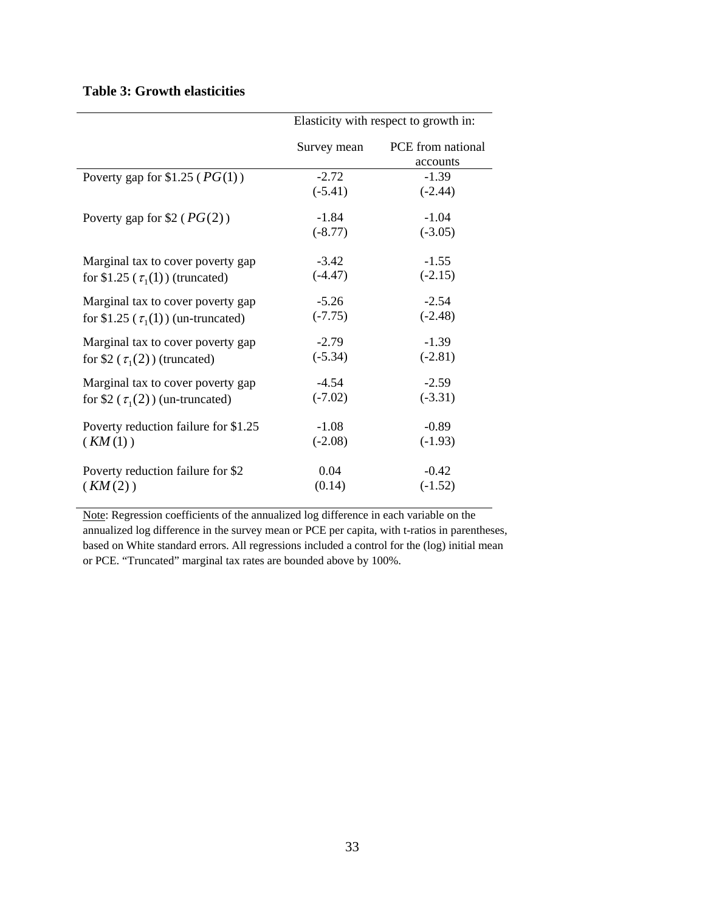**Table 3: Growth elasticities**

| | Elasticity with respect to growth in: | |
|---|---|---|
| | Survey mean | PCE from national accounts |
| Poverty gap for \$1.25 ($PG(1)$) | -2.72<br>(-5.41) | -1.39<br>(-2.44) |
| Poverty gap for \$2 ($PG(2)$) | -1.84<br>(-8.77) | -1.04<br>(-3.05) |
| Marginal tax to cover poverty gap for \$1.25 ($\tau_1(1)$) (truncated) | -3.42<br>(-4.47) | -1.55<br>(-2.15) |
| Marginal tax to cover poverty gap for \$1.25 ($\tau_1(1)$) (un-truncated) | -5.26<br>(-7.75) | -2.54<br>(-2.48) |
| Marginal tax to cover poverty gap for \$2 ($\tau_1(2)$) (truncated) | -2.79<br>(-5.34) | -1.39<br>(-2.81) |
| Marginal tax to cover poverty gap for \$2 ($\tau_1(2)$) (un-truncated) | -4.54<br>(-7.02) | -2.59<br>(-3.31) |
| Poverty reduction failure for \$1.25 ($KM(1)$) | -1.08<br>(-2.08) | -0.89<br>(-1.93) |
| Poverty reduction failure for \$2 ($KM(2)$) | 0.04<br>(0.14) | -0.42<br>(-1.52) |

Note: Regression coefficients of the annualized log difference in each variable on the annualized log difference in the survey mean or PCE per capita, with t-ratios in parentheses, based on White standard errors. All regressions included a control for the (log) initial mean or PCE. "Truncated" marginal tax rates are bounded above by 100%.